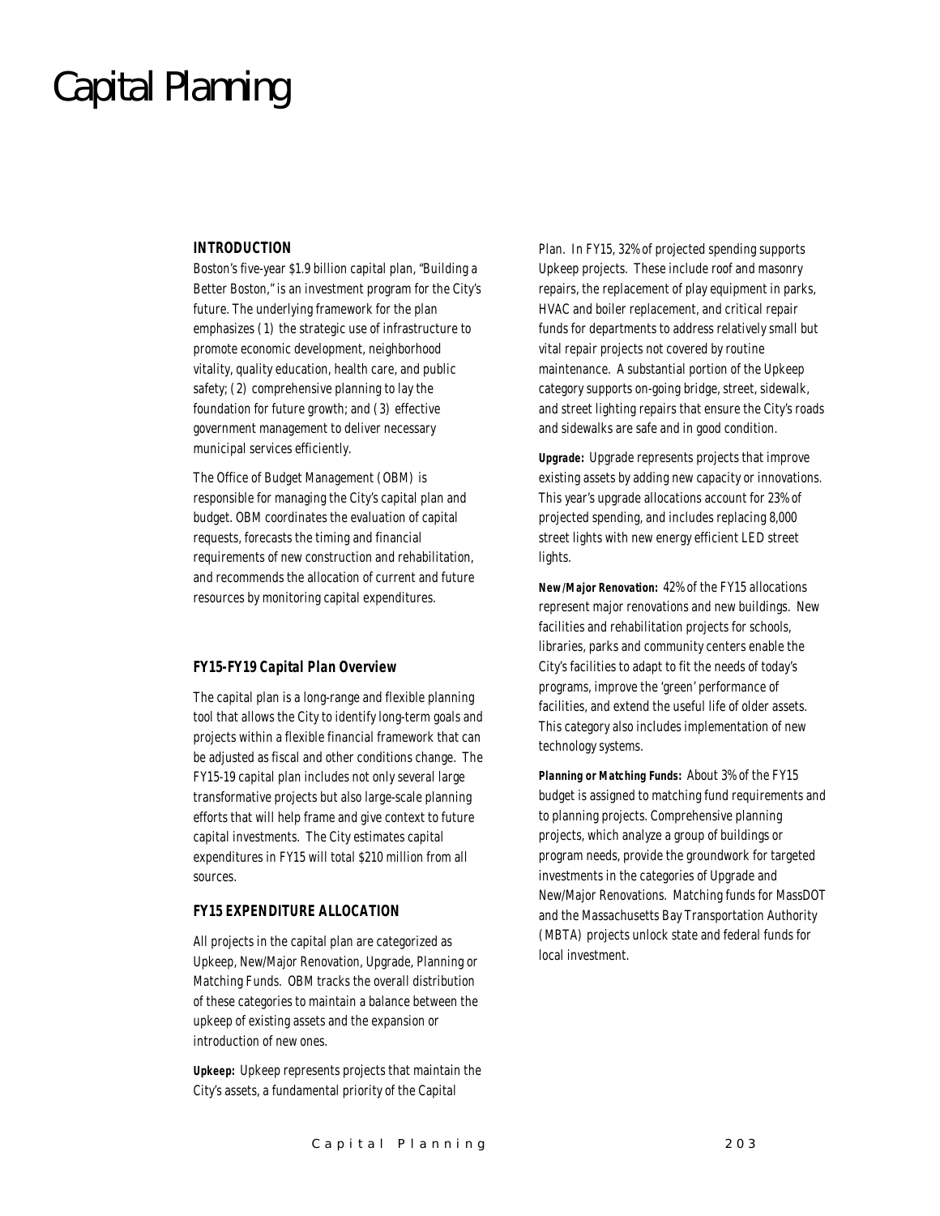# Capital Planning

## INTRODUCTION

Boston's five-year $1.9 billion capital plan, "Building a Better Boston," is an investment program for the City's future. The underlying framework for the plan emphasizes (1) the strategic use of infrastructure to promote economic development, neighborhood vitality, quality education, health care, and public safety; (2) comprehensive planning to lay the foundation for future growth; and (3) effective government management to deliver necessary municipal services efficiently.

The Office of Budget Management (OBM) is responsible for managing the City's capital plan and budget. OBM coordinates the evaluation of capital requests, forecasts the timing and financial requirements of new construction and rehabilitation, and recommends the allocation of current and future resources by monitoring capital expenditures.

### *FY15-FY19 Capital Plan Overview*

The capital plan is a long-range and flexible planning tool that allows the City to identify long-term goals and projects within a flexible financial framework that can be adjusted as fiscal and other conditions change. The FY15-19 capital plan includes not only several large transformative projects but also large-scale planning efforts that will help frame and give context to future capital investments. The City estimates capital expenditures in FY15 will total $210 million from all sources.

### FY15 EXPENDITURE ALLOCATION

All projects in the capital plan are categorized as Upkeep, New/Major Renovation, Upgrade, Planning or Matching Funds. OBM tracks the overall distribution of these categories to maintain a balance between the upkeep of existing assets and the expansion or introduction of new ones.

**Upkeep:** Upkeep represents projects that maintain the City's assets, a fundamental priority of the Capital Plan. In FY15, 32% of projected spending supports Upkeep projects. These include roof and masonry repairs, the replacement of play equipment in parks, HVAC and boiler replacement, and critical repair funds for departments to address relatively small but vital repair projects not covered by routine maintenance. A substantial portion of the Upkeep category supports on-going bridge, street, sidewalk, and street lighting repairs that ensure the City's roads and sidewalks are safe and in good condition.

**Upgrade:** Upgrade represents projects that improve existing assets by adding new capacity or innovations. This year's upgrade allocations account for 23% of projected spending, and includes replacing 8,000 street lights with new energy efficient LED street lights.

**New/Major Renovation:** 42% of the FY15 allocations represent major renovations and new buildings. New facilities and rehabilitation projects for schools, libraries, parks and community centers enable the City's facilities to adapt to fit the needs of today's programs, improve the 'green' performance of facilities, and extend the useful life of older assets. This category also includes implementation of new technology systems.

**Planning or Matching Funds:** About 3% of the FY15 budget is assigned to matching fund requirements and to planning projects. Comprehensive planning projects, which analyze a group of buildings or program needs, provide the groundwork for targeted investments in the categories of Upgrade and New/Major Renovations. Matching funds for MassDOT and the Massachusetts Bay Transportation Authority (MBTA) projects unlock state and federal funds for local investment.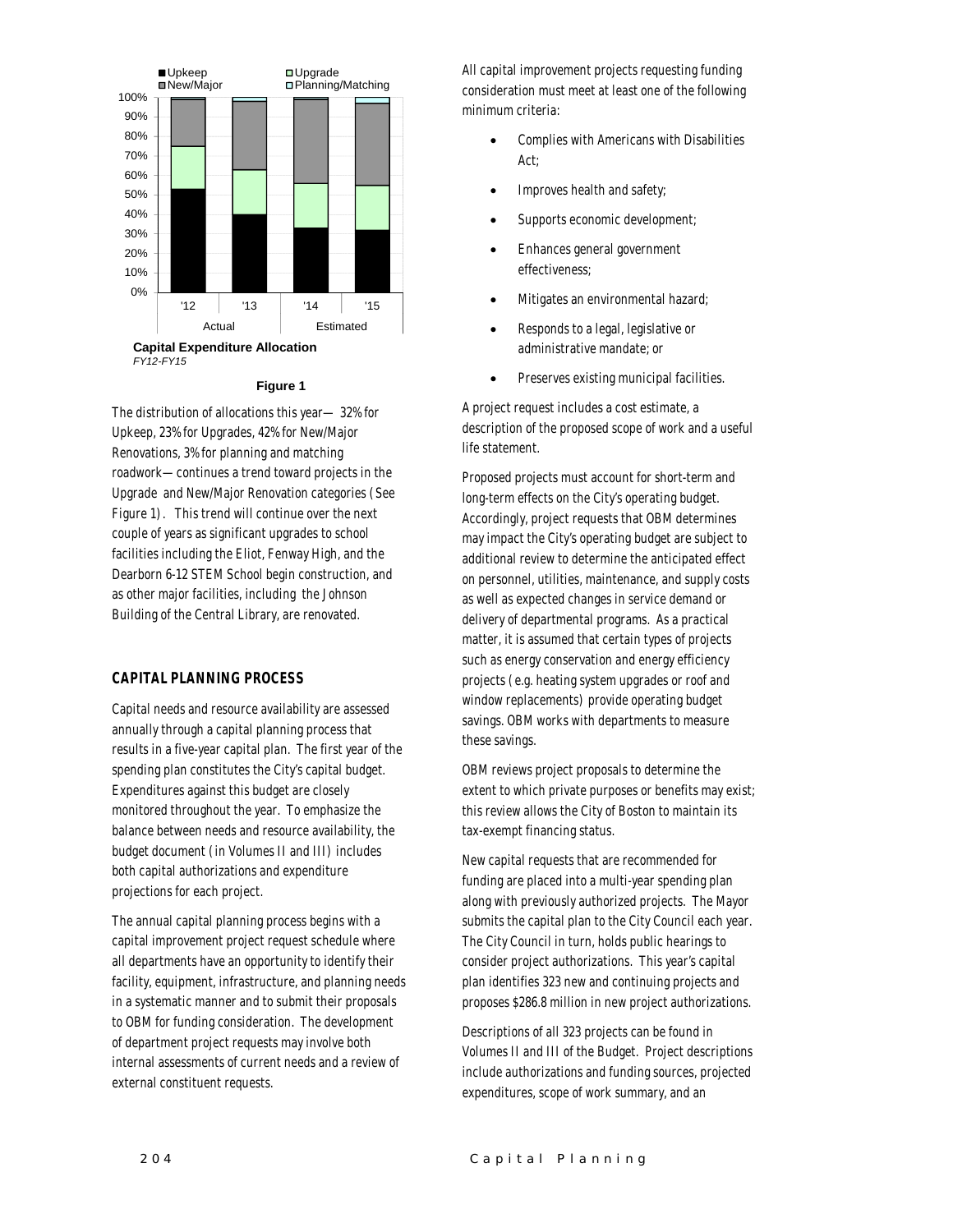Capital Expenditure Allocation
*FY12-FY15*

**Figure 1**

The distribution of allocations this year— 32% for Upkeep, 23% for Upgrades, 42% for New/Major Renovations, 3% for planning and matching roadwork—continues a trend toward projects in the Upgrade and New/Major Renovation categories (See Figure 1). This trend will continue over the next couple of years as significant upgrades to school facilities including the Eliot, Fenway High, and the Dearborn 6-12 STEM School begin construction, and as other major facilities, including the Johnson Building of the Central Library, are renovated.

## CAPITAL PLANNING PROCESS

Capital needs and resource availability are assessed annually through a capital planning process that results in a five-year capital plan. The first year of the spending plan constitutes the City's capital budget. Expenditures against this budget are closely monitored throughout the year. To emphasize the balance between needs and resource availability, the budget document (in Volumes II and III) includes both capital authorizations and expenditure projections for each project.

The annual capital planning process begins with a capital improvement project request schedule where all departments have an opportunity to identify their facility, equipment, infrastructure, and planning needs in a systematic manner and to submit their proposals to OBM for funding consideration. The development of department project requests may involve both internal assessments of current needs and a review of external constituent requests.

All capital improvement projects requesting funding consideration must meet at least one of the following minimum criteria:

- Complies with Americans with Disabilities Act;
- Improves health and safety;
- Supports economic development;
- Enhances general government effectiveness;
- Mitigates an environmental hazard;
- Responds to a legal, legislative or administrative mandate; or
- Preserves existing municipal facilities.

A project request includes a cost estimate, a description of the proposed scope of work and a useful life statement.

Proposed projects must account for short-term and long-term effects on the City's operating budget. Accordingly, project requests that OBM determines may impact the City's operating budget are subject to additional review to determine the anticipated effect on personnel, utilities, maintenance, and supply costs as well as expected changes in service demand or delivery of departmental programs. As a practical matter, it is assumed that certain types of projects such as energy conservation and energy efficiency projects (e.g. heating system upgrades or roof and window replacements) provide operating budget savings. OBM works with departments to measure these savings.

OBM reviews project proposals to determine the extent to which private purposes or benefits may exist; this review allows the City of Boston to maintain its tax-exempt financing status.

New capital requests that are recommended for funding are placed into a multi-year spending plan along with previously authorized projects. The Mayor submits the capital plan to the City Council each year. The City Council in turn, holds public hearings to consider project authorizations. This year's capital plan identifies 323 new and continuing projects and proposes $286.8 million in new project authorizations.

Descriptions of all 323 projects can be found in Volumes II and III of the Budget. Project descriptions include authorizations and funding sources, projected expenditures, scope of work summary, and an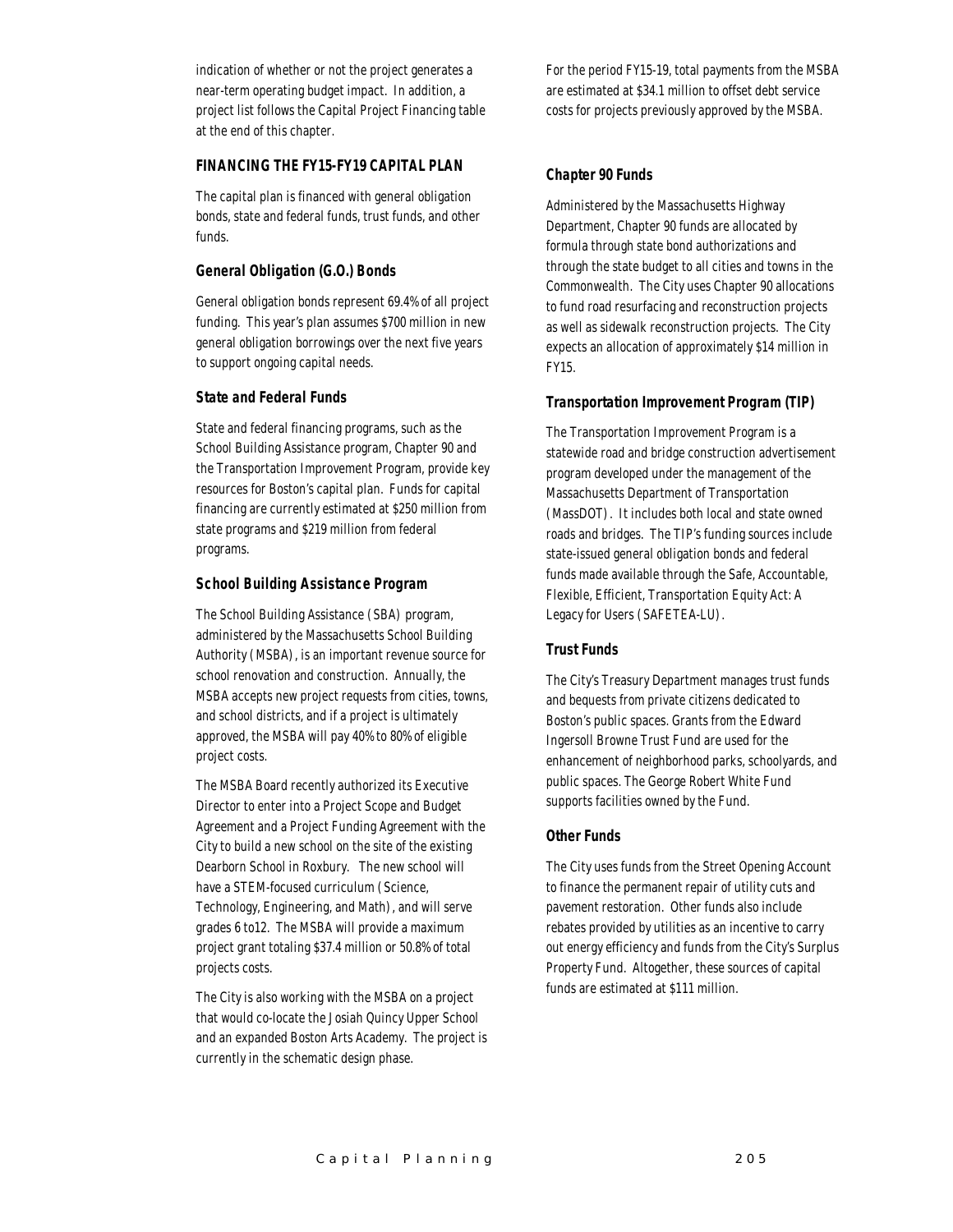indication of whether or not the project generates a near-term operating budget impact. In addition, a project list follows the Capital Project Financing table at the end of this chapter.

## FINANCING THE FY15-FY19 CAPITAL PLAN

The capital plan is financed with general obligation bonds, state and federal funds, trust funds, and other funds.

### General Obligation (G.O.) Bonds

General obligation bonds represent 69.4% of all project funding. This year's plan assumes $700 million in new general obligation borrowings over the next five years to support ongoing capital needs.

### State and Federal Funds

State and federal financing programs, such as the School Building Assistance program, Chapter 90 and the Transportation Improvement Program, provide key resources for Boston's capital plan. Funds for capital financing are currently estimated at $250 million from state programs and $219 million from federal programs.

### School Building Assistance Program

The School Building Assistance (SBA) program, administered by the Massachusetts School Building Authority (MSBA), is an important revenue source for school renovation and construction. Annually, the MSBA accepts new project requests from cities, towns, and school districts, and if a project is ultimately approved, the MSBA will pay 40% to 80% of eligible project costs.

The MSBA Board recently authorized its Executive Director to enter into a Project Scope and Budget Agreement and a Project Funding Agreement with the City to build a new school on the site of the existing Dearborn School in Roxbury. The new school will have a STEM-focused curriculum (Science, Technology, Engineering, and Math), and will serve grades 6 to12. The MSBA will provide a maximum project grant totaling $37.4 million or 50.8% of total projects costs.

The City is also working with the MSBA on a project that would co-locate the Josiah Quincy Upper School and an expanded Boston Arts Academy. The project is currently in the schematic design phase.

For the period FY15-19, total payments from the MSBA are estimated at $34.1 million to offset debt service costs for projects previously approved by the MSBA.

### Chapter 90 Funds

Administered by the Massachusetts Highway Department, Chapter 90 funds are allocated by formula through state bond authorizations and through the state budget to all cities and towns in the Commonwealth. The City uses Chapter 90 allocations to fund road resurfacing and reconstruction projects as well as sidewalk reconstruction projects. The City expects an allocation of approximately $14 million in FY15.

### Transportation Improvement Program (TIP)

The Transportation Improvement Program is a statewide road and bridge construction advertisement program developed under the management of the Massachusetts Department of Transportation (MassDOT). It includes both local and state owned roads and bridges. The TIP's funding sources include state-issued general obligation bonds and federal funds made available through the Safe, Accountable, Flexible, Efficient, Transportation Equity Act: A Legacy for Users (SAFETEA-LU).

### Trust Funds

The City's Treasury Department manages trust funds and bequests from private citizens dedicated to Boston's public spaces. Grants from the Edward Ingersoll Browne Trust Fund are used for the enhancement of neighborhood parks, schoolyards, and public spaces. The George Robert White Fund supports facilities owned by the Fund.

### Other Funds

The City uses funds from the Street Opening Account to finance the permanent repair of utility cuts and pavement restoration. Other funds also include rebates provided by utilities as an incentive to carry out energy efficiency and funds from the City's Surplus Property Fund. Altogether, these sources of capital funds are estimated at $111 million.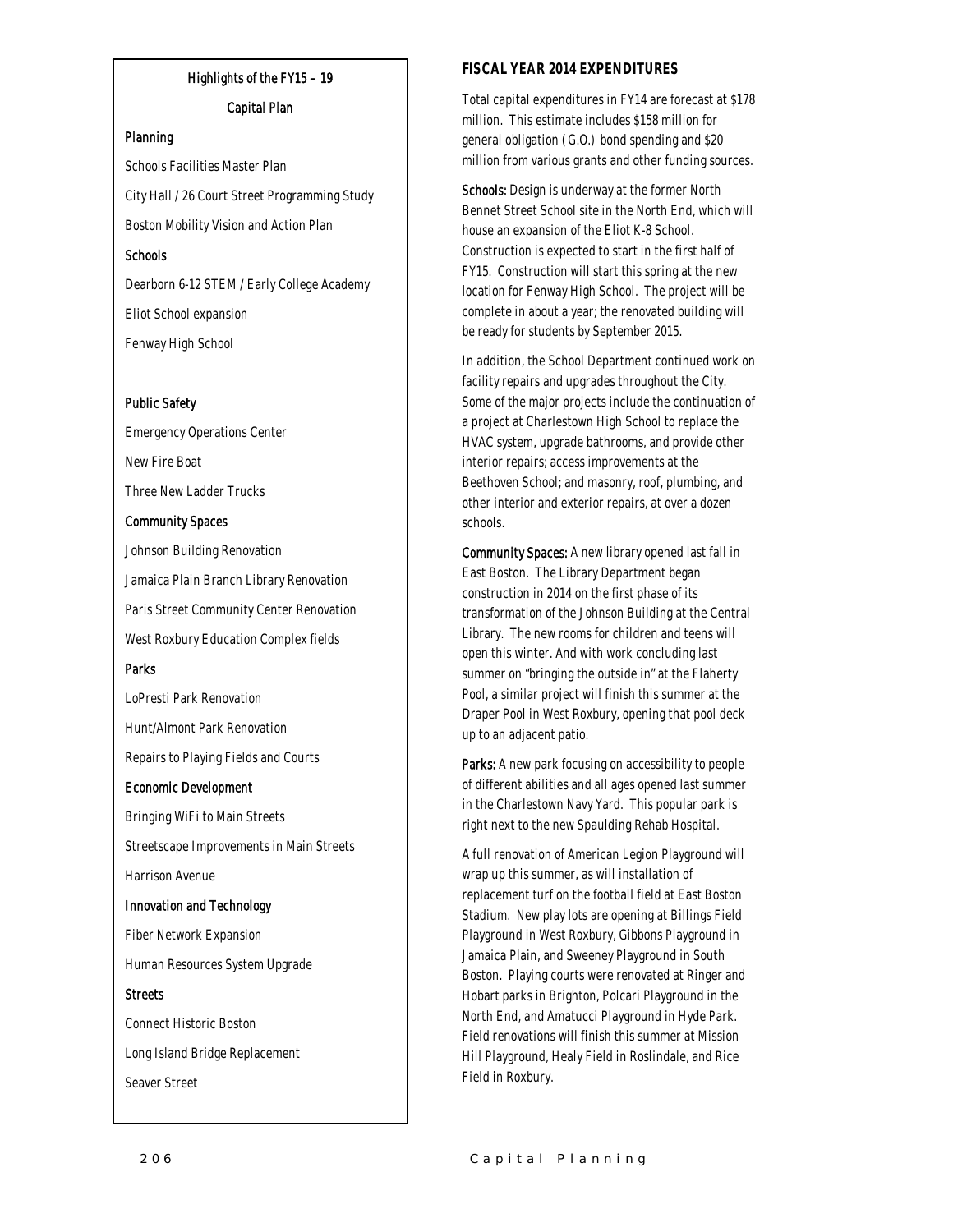### Highlights of the FY15 – 19 Capital Plan

**Planning**

Schools Facilities Master Plan

City Hall / 26 Court Street Programming Study

Boston Mobility Vision and Action Plan

**Schools**

Dearborn 6-12 STEM / Early College Academy

Eliot School expansion

Fenway High School

**Public Safety**

Emergency Operations Center

New Fire Boat

Three New Ladder Trucks

**Community Spaces**

Johnson Building Renovation

Jamaica Plain Branch Library Renovation

Paris Street Community Center Renovation

West Roxbury Education Complex fields

**Parks**

LoPresti Park Renovation

Hunt/Almont Park Renovation

Repairs to Playing Fields and Courts

**Economic Development**

Bringing WiFi to Main Streets

Streetscape Improvements in Main Streets

Harrison Avenue

**Innovation and Technology**

Fiber Network Expansion

Human Resources System Upgrade

**Streets**

Connect Historic Boston

Long Island Bridge Replacement

Seaver Street

## FISCAL YEAR 2014 EXPENDITURES

Total capital expenditures in FY14 are forecast at $178 million. This estimate includes $158 million for general obligation (G.O.) bond spending and $20 million from various grants and other funding sources.

**Schools:** Design is underway at the former North Bennet Street School site in the North End, which will house an expansion of the Eliot K-8 School. Construction is expected to start in the first half of FY15. Construction will start this spring at the new location for Fenway High School. The project will be complete in about a year; the renovated building will be ready for students by September 2015.

In addition, the School Department continued work on facility repairs and upgrades throughout the City. Some of the major projects include the continuation of a project at Charlestown High School to replace the HVAC system, upgrade bathrooms, and provide other interior repairs; access improvements at the Beethoven School; and masonry, roof, plumbing, and other interior and exterior repairs, at over a dozen schools.

**Community Spaces:** A new library opened last fall in East Boston. The Library Department began construction in 2014 on the first phase of its transformation of the Johnson Building at the Central Library. The new rooms for children and teens will open this winter. And with work concluding last summer on "bringing the outside in" at the Flaherty Pool, a similar project will finish this summer at the Draper Pool in West Roxbury, opening that pool deck up to an adjacent patio.

**Parks:** A new park focusing on accessibility to people of different abilities and all ages opened last summer in the Charlestown Navy Yard. This popular park is right next to the new Spaulding Rehab Hospital.

A full renovation of American Legion Playground will wrap up this summer, as will installation of replacement turf on the football field at East Boston Stadium. New play lots are opening at Billings Field Playground in West Roxbury, Gibbons Playground in Jamaica Plain, and Sweeney Playground in South Boston. Playing courts were renovated at Ringer and Hobart parks in Brighton, Polcari Playground in the North End, and Amatucci Playground in Hyde Park. Field renovations will finish this summer at Mission Hill Playground, Healy Field in Roslindale, and Rice Field in Roxbury.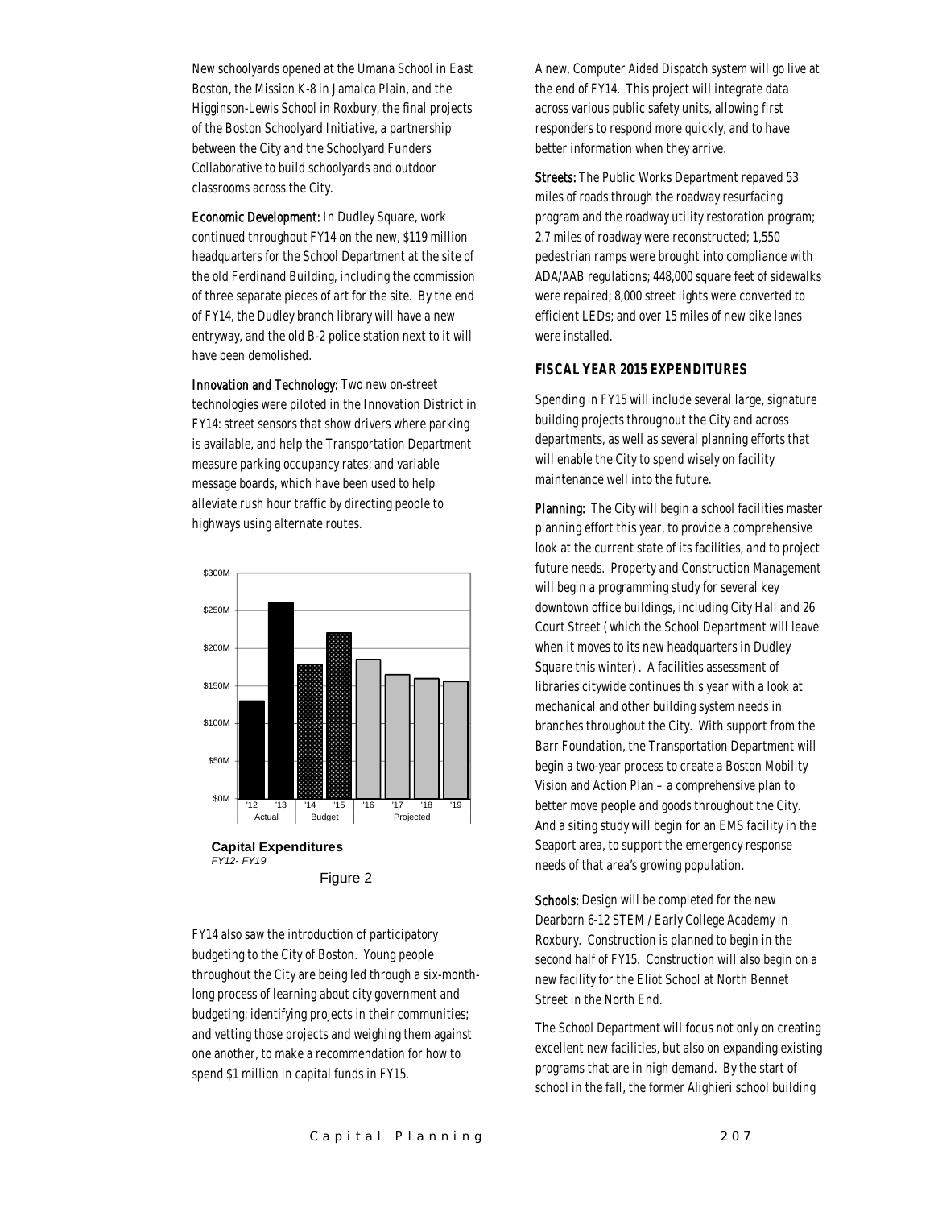New schoolyards opened at the Umana School in East Boston, the Mission K-8 in Jamaica Plain, and the Higginson-Lewis School in Roxbury, the final projects of the Boston Schoolyard Initiative, a partnership between the City and the Schoolyard Funders Collaborative to build schoolyards and outdoor classrooms across the City.

Economic Development: In Dudley Square, work continued throughout FY14 on the new, $119 million headquarters for the School Department at the site of the old Ferdinand Building, including the commission of three separate pieces of art for the site. By the end of FY14, the Dudley branch library will have a new entryway, and the old B-2 police station next to it will have been demolished.

Innovation and Technology: Two new on-street technologies were piloted in the Innovation District in FY14: street sensors that show drivers where parking is available, and help the Transportation Department measure parking occupancy rates; and variable message boards, which have been used to help alleviate rush hour traffic by directing people to highways using alternate routes.

**Capital Expenditures**
*FY12- FY19*

Figure 2

FY14 also saw the introduction of participatory budgeting to the City of Boston. Young people throughout the City are being led through a six-month-long process of learning about city government and budgeting; identifying projects in their communities; and vetting those projects and weighing them against one another, to make a recommendation for how to spend $1 million in capital funds in FY15.

A new, Computer Aided Dispatch system will go live at the end of FY14. This project will integrate data across various public safety units, allowing first responders to respond more quickly, and to have better information when they arrive.

Streets: The Public Works Department repaved 53 miles of roads through the roadway resurfacing program and the roadway utility restoration program; 2.7 miles of roadway were reconstructed; 1,550 pedestrian ramps were brought into compliance with ADA/AAB regulations; 448,000 square feet of sidewalks were repaired; 8,000 street lights were converted to efficient LEDs; and over 15 miles of new bike lanes were installed.

## FISCAL YEAR 2015 EXPENDITURES

Spending in FY15 will include several large, signature building projects throughout the City and across departments, as well as several planning efforts that will enable the City to spend wisely on facility maintenance well into the future.

Planning: The City will begin a school facilities master planning effort this year, to provide a comprehensive look at the current state of its facilities, and to project future needs. Property and Construction Management will begin a programming study for several key downtown office buildings, including City Hall and 26 Court Street (which the School Department will leave when it moves to its new headquarters in Dudley Square this winter). A facilities assessment of libraries citywide continues this year with a look at mechanical and other building system needs in branches throughout the City. With support from the Barr Foundation, the Transportation Department will begin a two-year process to create a Boston Mobility Vision and Action Plan – a comprehensive plan to better move people and goods throughout the City. And a siting study will begin for an EMS facility in the Seaport area, to support the emergency response needs of that area's growing population.

Schools: Design will be completed for the new Dearborn 6-12 STEM / Early College Academy in Roxbury. Construction is planned to begin in the second half of FY15. Construction will also begin on a new facility for the Eliot School at North Bennet Street in the North End.

The School Department will focus not only on creating excellent new facilities, but also on expanding existing programs that are in high demand. By the start of school in the fall, the former Alighieri school building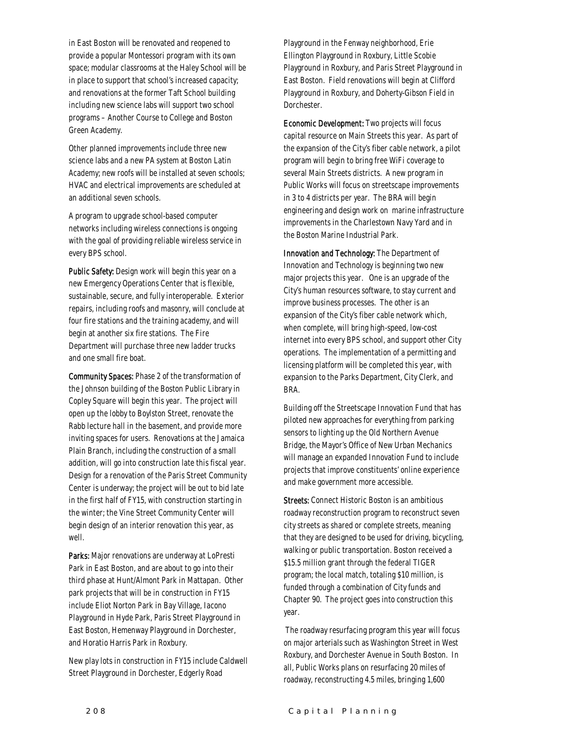in East Boston will be renovated and reopened to provide a popular Montessori program with its own space; modular classrooms at the Haley School will be in place to support that school's increased capacity; and renovations at the former Taft School building including new science labs will support two school programs – Another Course to College and Boston Green Academy.

Other planned improvements include three new science labs and a new PA system at Boston Latin Academy; new roofs will be installed at seven schools; HVAC and electrical improvements are scheduled at an additional seven schools.

A program to upgrade school-based computer networks including wireless connections is ongoing with the goal of providing reliable wireless service in every BPS school.

**Public Safety:** Design work will begin this year on a new Emergency Operations Center that is flexible, sustainable, secure, and fully interoperable. Exterior repairs, including roofs and masonry, will conclude at four fire stations and the training academy, and will begin at another six fire stations. The Fire Department will purchase three new ladder trucks and one small fire boat.

**Community Spaces:** Phase 2 of the transformation of the Johnson building of the Boston Public Library in Copley Square will begin this year. The project will open up the lobby to Boylston Street, renovate the Rabb lecture hall in the basement, and provide more inviting spaces for users. Renovations at the Jamaica Plain Branch, including the construction of a small addition, will go into construction late this fiscal year. Design for a renovation of the Paris Street Community Center is underway; the project will be out to bid late in the first half of FY15, with construction starting in the winter; the Vine Street Community Center will begin design of an interior renovation this year, as well.

**Parks:** Major renovations are underway at LoPresti Park in East Boston, and are about to go into their third phase at Hunt/Almont Park in Mattapan. Other park projects that will be in construction in FY15 include Eliot Norton Park in Bay Village, Iacono Playground in Hyde Park, Paris Street Playground in East Boston, Hemenway Playground in Dorchester, and Horatio Harris Park in Roxbury.

New play lots in construction in FY15 include Caldwell Street Playground in Dorchester, Edgerly Road Playground in the Fenway neighborhood, Erie Ellington Playground in Roxbury, Little Scobie Playground in Roxbury, and Paris Street Playground in East Boston. Field renovations will begin at Clifford Playground in Roxbury, and Doherty-Gibson Field in Dorchester.

**Economic Development:** Two projects will focus capital resource on Main Streets this year. As part of the expansion of the City's fiber cable network, a pilot program will begin to bring free WiFi coverage to several Main Streets districts. A new program in Public Works will focus on streetscape improvements in 3 to 4 districts per year. The BRA will begin engineering and design work on marine infrastructure improvements in the Charlestown Navy Yard and in the Boston Marine Industrial Park.

**Innovation and Technology:** The Department of Innovation and Technology is beginning two new major projects this year. One is an upgrade of the City's human resources software, to stay current and improve business processes. The other is an expansion of the City's fiber cable network which, when complete, will bring high-speed, low-cost internet into every BPS school, and support other City operations. The implementation of a permitting and licensing platform will be completed this year, with expansion to the Parks Department, City Clerk, and BRA.

Building off the Streetscape Innovation Fund that has piloted new approaches for everything from parking sensors to lighting up the Old Northern Avenue Bridge, the Mayor's Office of New Urban Mechanics will manage an expanded Innovation Fund to include projects that improve constituents' online experience and make government more accessible.

**Streets:** Connect Historic Boston is an ambitious roadway reconstruction program to reconstruct seven city streets as shared or complete streets, meaning that they are designed to be used for driving, bicycling, walking or public transportation. Boston received a $15.5 million grant through the federal TIGER program; the local match, totaling $10 million, is funded through a combination of City funds and Chapter 90. The project goes into construction this year.

The roadway resurfacing program this year will focus on major arterials such as Washington Street in West Roxbury, and Dorchester Avenue in South Boston. In all, Public Works plans on resurfacing 20 miles of roadway, reconstructing 4.5 miles, bringing 1,600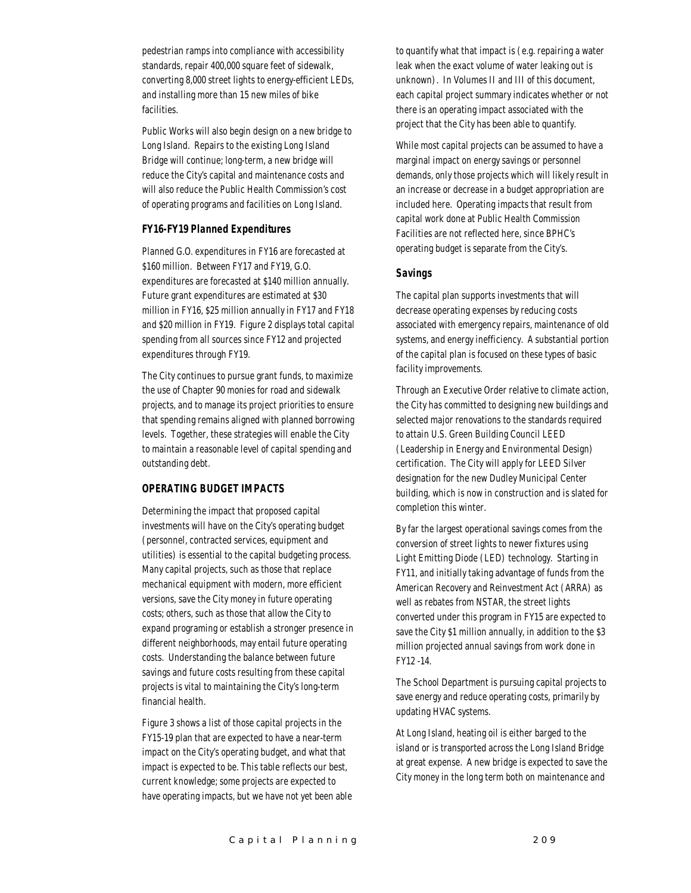pedestrian ramps into compliance with accessibility standards, repair 400,000 square feet of sidewalk, converting 8,000 street lights to energy-efficient LEDs, and installing more than 15 new miles of bike facilities.

Public Works will also begin design on a new bridge to Long Island. Repairs to the existing Long Island Bridge will continue; long-term, a new bridge will reduce the City's capital and maintenance costs and will also reduce the Public Health Commission's cost of operating programs and facilities on Long Island.

### FY16-FY19 Planned Expenditures

Planned G.O. expenditures in FY16 are forecasted at $160 million. Between FY17 and FY19, G.O. expenditures are forecasted at $140 million annually. Future grant expenditures are estimated at $30 million in FY16, $25 million annually in FY17 and FY18 and $20 million in FY19. Figure 2 displays total capital spending from all sources since FY12 and projected expenditures through FY19.

The City continues to pursue grant funds, to maximize the use of Chapter 90 monies for road and sidewalk projects, and to manage its project priorities to ensure that spending remains aligned with planned borrowing levels. Together, these strategies will enable the City to maintain a reasonable level of capital spending and outstanding debt.

### OPERATING BUDGET IMPACTS

Determining the impact that proposed capital investments will have on the City's operating budget (personnel, contracted services, equipment and utilities) is essential to the capital budgeting process. Many capital projects, such as those that replace mechanical equipment with modern, more efficient versions, save the City money in future operating costs; others, such as those that allow the City to expand programing or establish a stronger presence in different neighborhoods, may entail future operating costs. Understanding the balance between future savings and future costs resulting from these capital projects is vital to maintaining the City's long-term financial health.

Figure 3 shows a list of those capital projects in the FY15-19 plan that are expected to have a near-term impact on the City's operating budget, and what that impact is expected to be. This table reflects our best, current knowledge; some projects are expected to have operating impacts, but we have not yet been able to quantify what that impact is (e.g. repairing a water leak when the exact volume of water leaking out is unknown). In Volumes II and III of this document, each capital project summary indicates whether or not there is an operating impact associated with the project that the City has been able to quantify.

While most capital projects can be assumed to have a marginal impact on energy savings or personnel demands, only those projects which will likely result in an increase or decrease in a budget appropriation are included here. Operating impacts that result from capital work done at Public Health Commission Facilities are not reflected here, since BPHC's operating budget is separate from the City's.

### Savings

The capital plan supports investments that will decrease operating expenses by reducing costs associated with emergency repairs, maintenance of old systems, and energy inefficiency. A substantial portion of the capital plan is focused on these types of basic facility improvements.

Through an Executive Order relative to climate action, the City has committed to designing new buildings and selected major renovations to the standards required to attain U.S. Green Building Council LEED (Leadership in Energy and Environmental Design) certification. The City will apply for LEED Silver designation for the new Dudley Municipal Center building, which is now in construction and is slated for completion this winter.

By far the largest operational savings comes from the conversion of street lights to newer fixtures using Light Emitting Diode (LED) technology. Starting in FY11, and initially taking advantage of funds from the American Recovery and Reinvestment Act (ARRA) as well as rebates from NSTAR, the street lights converted under this program in FY15 are expected to save the City $1 million annually, in addition to the $3 million projected annual savings from work done in FY12 -14.

The School Department is pursuing capital projects to save energy and reduce operating costs, primarily by updating HVAC systems.

At Long Island, heating oil is either barged to the island or is transported across the Long Island Bridge at great expense. A new bridge is expected to save the City money in the long term both on maintenance and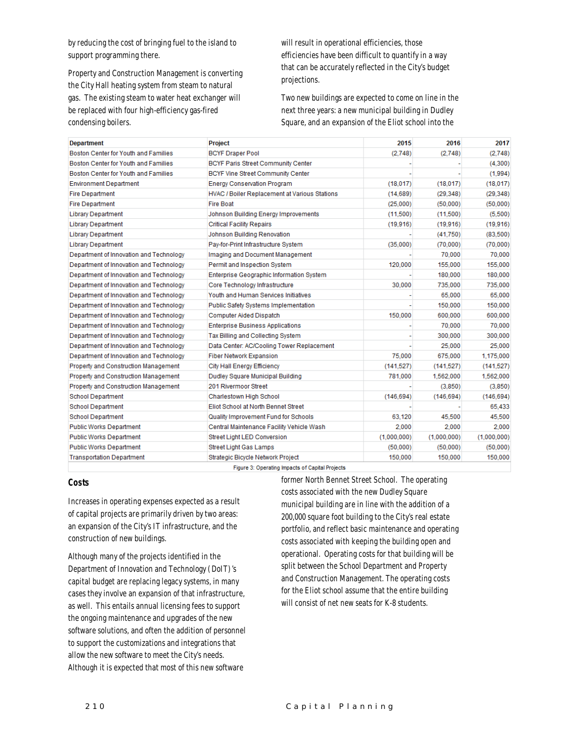by reducing the cost of bringing fuel to the island to support programming there.

Property and Construction Management is converting the City Hall heating system from steam to natural gas. The existing steam to water heat exchanger will be replaced with four high-efficiency gas-fired condensing boilers.

will result in operational efficiencies, those efficiencies have been difficult to quantify in a way that can be accurately reflected in the City's budget projections.

Two new buildings are expected to come on line in the next three years: a new municipal building in Dudley Square, and an expansion of the Eliot school into the former North Bennet Street School. The operating costs associated with the new Dudley Square municipal building are in line with the addition of a 200,000 square foot building to the City's real estate portfolio, and reflect basic maintenance and operating costs associated with keeping the building open and operational. Operating costs for that building will be split between the School Department and Property and Construction Management. The operating costs for the Eliot school assume that the entire building will consist of net new seats for K-8 students.

| Department | Project | 2015 | 2016 | 2017 |
|---|---|---|---|---|
| Boston Center for Youth and Families | BCYF Draper Pool | (2,748) | (2,748) | (2,748) |
| Boston Center for Youth and Families | BCYF Paris Street Community Center | - | - | (4,300) |
| Boston Center for Youth and Families | BCYF Vine Street Community Center | - | - | (1,994) |
| Environment Department | Energy Conservation Program | (18,017) | (18,017) | (18,017) |
| Fire Department | HVAC / Boiler Replacement at Various Stations | (14,689) | (29,348) | (29,348) |
| Fire Department | Fire Boat | (25,000) | (50,000) | (50,000) |
| Library Department | Johnson Building Energy Improvements | (11,500) | (11,500) | (5,500) |
| Library Department | Critical Facility Repairs | (19,916) | (19,916) | (19,916) |
| Library Department | Johnson Building Renovation | - | (41,750) | (83,500) |
| Library Department | Pay-for-Print Infrastructure System | (35,000) | (70,000) | (70,000) |
| Department of Innovation and Technology | Imaging and Document Management | - | 70,000 | 70,000 |
| Department of Innovation and Technology | Permit and Inspection System | 120,000 | 155,000 | 155,000 |
| Department of Innovation and Technology | Enterprise Geographic Information System | - | 180,000 | 180,000 |
| Department of Innovation and Technology | Core Technology Infrastructure | 30,000 | 735,000 | 735,000 |
| Department of Innovation and Technology | Youth and Human Services Initiatives | - | 65,000 | 65,000 |
| Department of Innovation and Technology | Public Safety Systems Implementation | - | 150,000 | 150,000 |
| Department of Innovation and Technology | Computer Aided Dispatch | 150,000 | 600,000 | 600,000 |
| Department of Innovation and Technology | Enterprise Business Applications | - | 70,000 | 70,000 |
| Department of Innovation and Technology | Tax Billing and Collecting System | - | 300,000 | 300,000 |
| Department of Innovation and Technology | Data Center: AC/Cooling Tower Replacement | - | 25,000 | 25,000 |
| Department of Innovation and Technology | Fiber Network Expansion | 75,000 | 675,000 | 1,175,000 |
| Property and Construction Management | City Hall Energy Efficiency | (141,527) | (141,527) | (141,527) |
| Property and Construction Management | Dudley Square Municipal Building | 781,000 | 1,562,000 | 1,562,000 |
| Property and Construction Management | 201 Rivermoor Street | - | (3,850) | (3,850) |
| School Department | Charlestown High School | (146,694) | (146,694) | (146,694) |
| School Department | Eliot School at North Bennet Street | - | - | 65,433 |
| School Department | Quality Improvement Fund for Schools | 63,120 | 45,500 | 45,500 |
| Public Works Department | Central Maintenance Facility Vehicle Wash | 2,000 | 2,000 | 2,000 |
| Public Works Department | Street Light LED Conversion | (1,000,000) | (1,000,000) | (1,000,000) |
| Public Works Department | Street Light Gas Lamps | (50,000) | (50,000) | (50,000) |
| Transportation Department | Strategic Bicycle Network Project | 150,000 | 150,000 | 150,000 |

Figure 3: Operating Impacts of Capital Projects

## Costs

Increases in operating expenses expected as a result of capital projects are primarily driven by two areas: an expansion of the City's IT infrastructure, and the construction of new buildings.

Although many of the projects identified in the Department of Innovation and Technology (DoIT)'s capital budget are replacing legacy systems, in many cases they involve an expansion of that infrastructure, as well. This entails annual licensing fees to support the ongoing maintenance and upgrades of the new software solutions, and often the addition of personnel to support the customizations and integrations that allow the new software to meet the City's needs. Although it is expected that most of this new software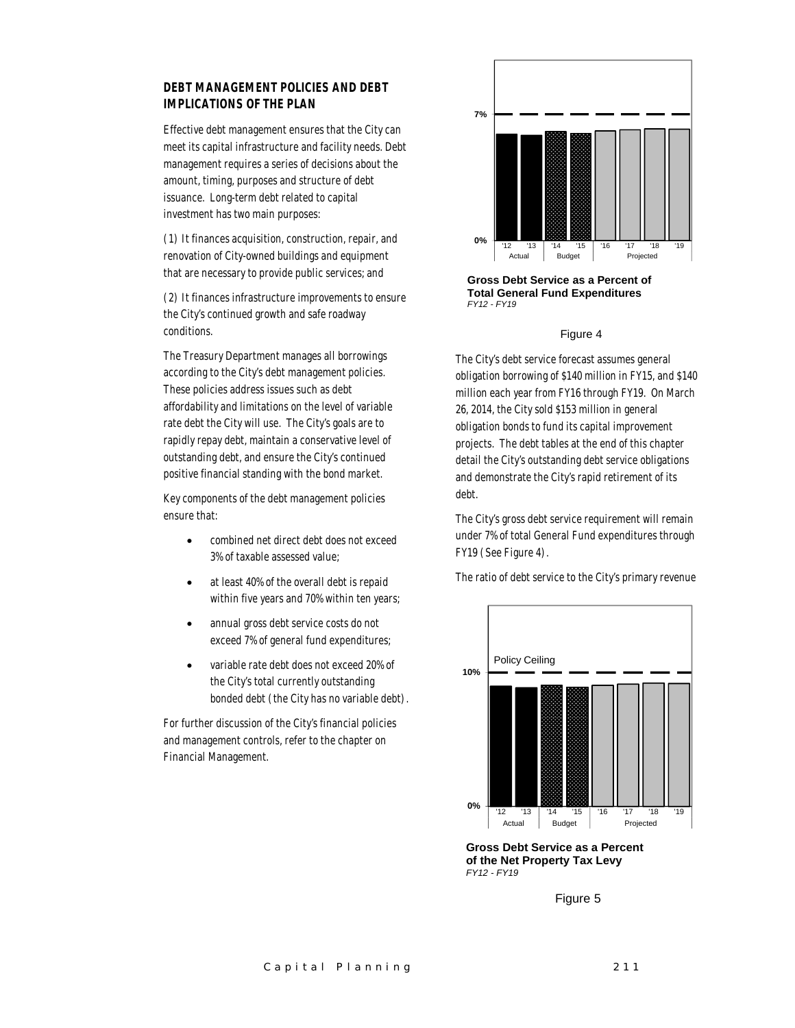## DEBT MANAGEMENT POLICIES AND DEBT IMPLICATIONS OF THE PLAN

Effective debt management ensures that the City can meet its capital infrastructure and facility needs. Debt management requires a series of decisions about the amount, timing, purposes and structure of debt issuance. Long-term debt related to capital investment has two main purposes:

(1) It finances acquisition, construction, repair, and renovation of City-owned buildings and equipment that are necessary to provide public services; and

(2) It finances infrastructure improvements to ensure the City's continued growth and safe roadway conditions.

The Treasury Department manages all borrowings according to the City's debt management policies. These policies address issues such as debt affordability and limitations on the level of variable rate debt the City will use. The City's goals are to rapidly repay debt, maintain a conservative level of outstanding debt, and ensure the City's continued positive financial standing with the bond market.

Key components of the debt management policies ensure that:

- combined net direct debt does not exceed 3% of taxable assessed value;
- at least 40% of the overall debt is repaid within five years and 70% within ten years;
- annual gross debt service costs do not exceed 7% of general fund expenditures;
- variable rate debt does not exceed 20% of the City's total currently outstanding bonded debt (the City has no variable debt).

For further discussion of the City's financial policies and management controls, refer to the chapter on Financial Management.

**Gross Debt Service as a Percent of Total General Fund Expenditures**
*FY12 - FY19*

Figure 4

The City's debt service forecast assumes general obligation borrowing of $140 million in FY15, and $140 million each year from FY16 through FY19. On March 26, 2014, the City sold $153 million in general obligation bonds to fund its capital improvement projects. The debt tables at the end of this chapter detail the City's outstanding debt service obligations and demonstrate the City's rapid retirement of its debt.

The City's gross debt service requirement will remain under 7% of total General Fund expenditures through FY19 (See Figure 4).

The ratio of debt service to the City's primary revenue

**Gross Debt Service as a Percent of the Net Property Tax Levy**
*FY12 - FY19*

Figure 5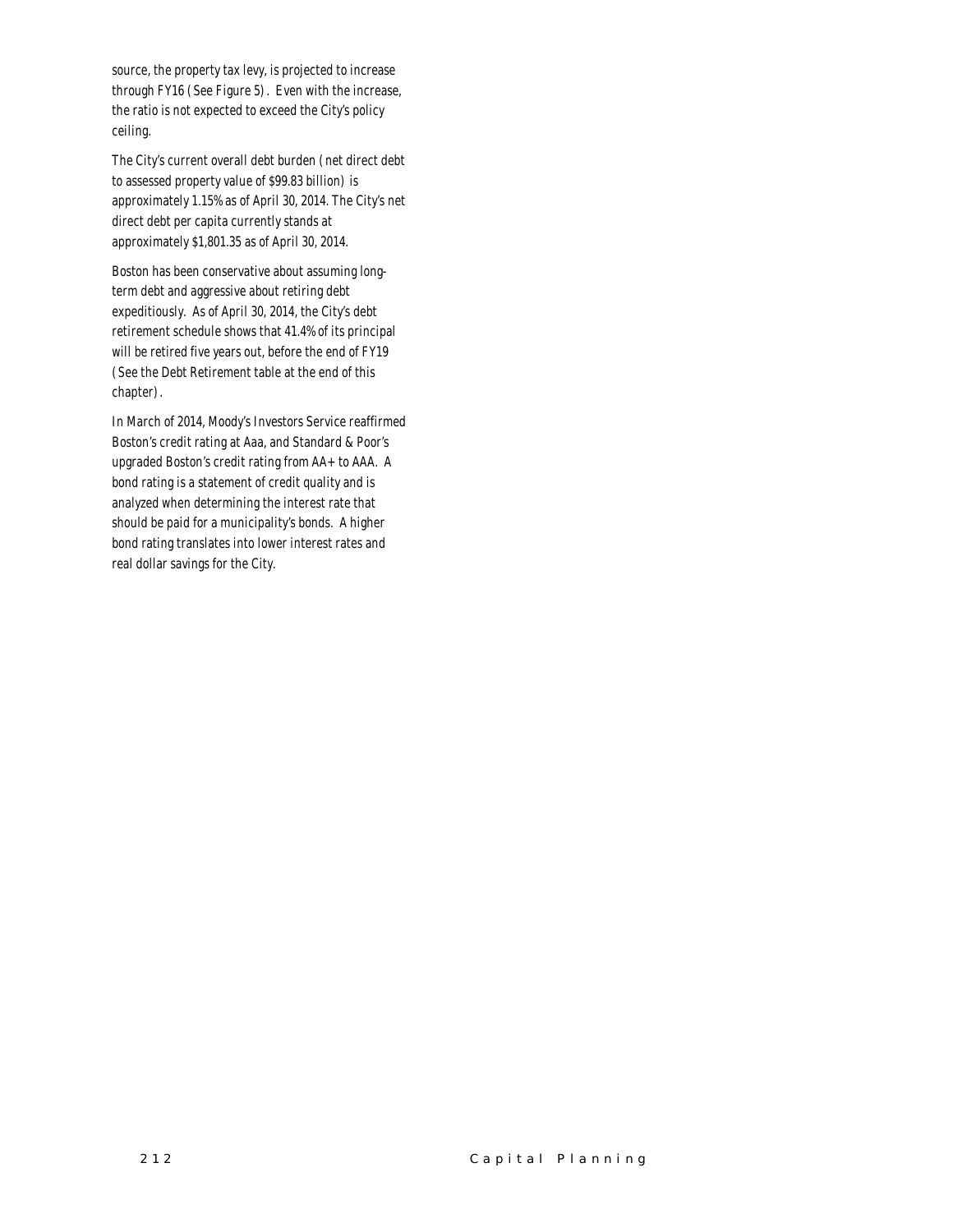source, the property tax levy, is projected to increase through FY16 (See Figure 5). Even with the increase, the ratio is not expected to exceed the City's policy ceiling.

The City's current overall debt burden (net direct debt to assessed property value of $99.83 billion) is approximately 1.15% as of April 30, 2014. The City's net direct debt per capita currently stands at approximately $1,801.35 as of April 30, 2014.

Boston has been conservative about assuming long-term debt and aggressive about retiring debt expeditiously. As of April 30, 2014, the City's debt retirement schedule shows that 41.4% of its principal will be retired five years out, before the end of FY19 (See the Debt Retirement table at the end of this chapter).

In March of 2014, Moody's Investors Service reaffirmed Boston's credit rating at Aaa, and Standard & Poor's upgraded Boston's credit rating from AA+ to AAA. A bond rating is a statement of credit quality and is analyzed when determining the interest rate that should be paid for a municipality's bonds. A higher bond rating translates into lower interest rates and real dollar savings for the City.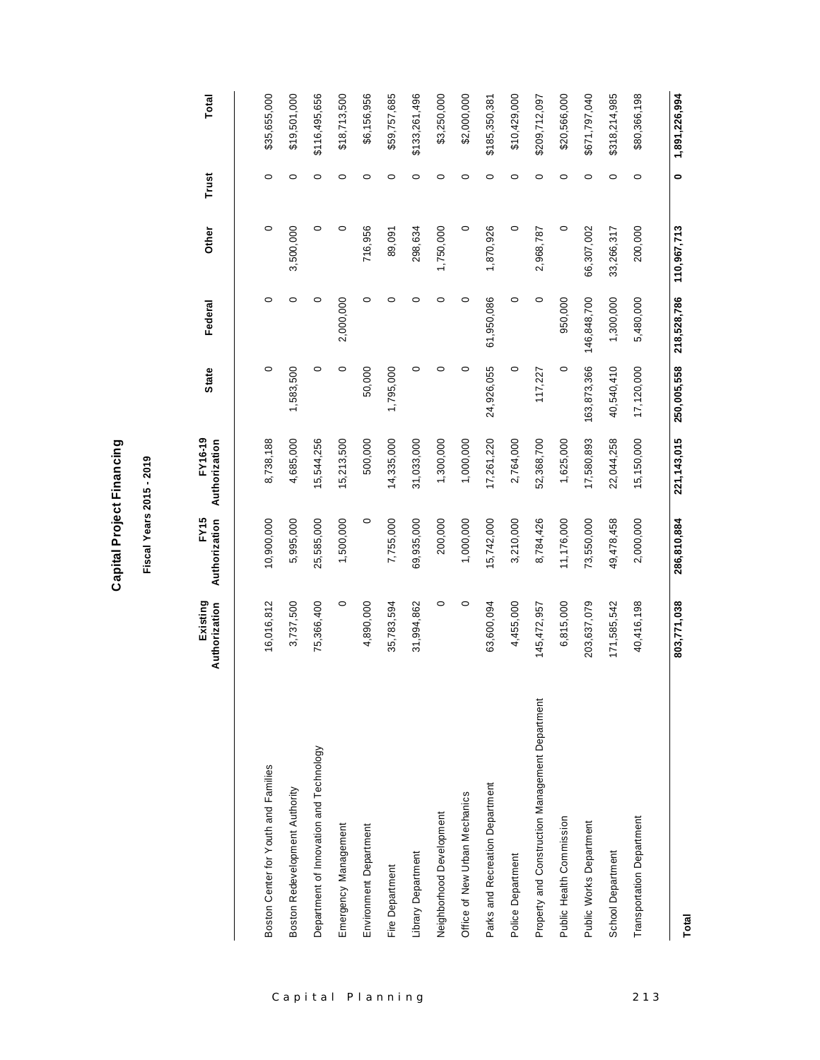# Capital Project Financing

## Fiscal Years 2015 - 2019

| | Existing Authorization | FY15 Authorization | FY16-19 Authorization | State | Federal | Other | Trust | Total |
|---|---|---|---|---|---|---|---|---|
| Boston Center for Youth and Families | 16,016,812 | 10,900,000 | 8,738,188 | 0 | 0 | 0 | 0 | $35,655,000 |
| Boston Redevelopment Authority | 3,737,500 | 5,995,000 | 4,685,000 | 1,583,500 | 0 | 3,500,000 | 0 | $19,501,000 |
| Department of Innovation and Technology | 75,366,400 | 25,585,000 | 15,544,256 | 0 | 0 | 0 | 0 | $116,495,656 |
| Emergency Management | 0 | 1,500,000 | 15,213,500 | 0 | 2,000,000 | 0 | 0 | $18,713,500 |
| Environment Department | 4,890,000 | 0 | 500,000 | 50,000 | 0 | 716,956 | 0 | $6,156,956 |
| Fire Department | 35,783,594 | 7,755,000 | 14,335,000 | 1,795,000 | 0 | 89,091 | 0 | $59,757,685 |
| Library Department | 31,994,862 | 69,935,000 | 31,033,000 | 0 | 0 | 298,634 | 0 | $133,261,496 |
| Neighborhood Development | 0 | 200,000 | 1,300,000 | 0 | 0 | 1,750,000 | 0 | $3,250,000 |
| Office of New Urban Mechanics | 0 | 1,000,000 | 1,000,000 | 0 | 0 | 0 | 0 | $2,000,000 |
| Parks and Recreation Department | 63,600,094 | 15,742,000 | 17,261,220 | 24,926,055 | 61,950,086 | 1,870,926 | 0 | $185,350,381 |
| Police Department | 4,455,000 | 3,210,000 | 2,764,000 | 0 | 0 | 0 | 0 | $10,429,000 |
| Property and Construction Management Department | 145,472,957 | 8,784,426 | 52,368,700 | 117,227 | 0 | 2,968,787 | 0 | $209,712,097 |
| Public Health Commission | 6,815,000 | 11,176,000 | 1,625,000 | 0 | 950,000 | 0 | 0 | $20,566,000 |
| Public Works Department | 203,637,079 | 73,550,000 | 17,580,893 | 163,873,366 | 146,848,700 | 66,307,002 | 0 | $671,797,040 |
| School Department | 171,585,542 | 49,478,458 | 22,044,258 | 40,540,410 | 1,300,000 | 33,266,317 | 0 | $318,214,985 |
| Transportation Department | 40,416,198 | 2,000,000 | 15,150,000 | 17,120,000 | 5,480,000 | 200,000 | 0 | $80,366,198 |
| **Total** | **803,771,038** | **286,810,884** | **221,143,015** | **250,005,558** | **218,528,786** | **110,967,713** | **0** | **1,891,226,994** |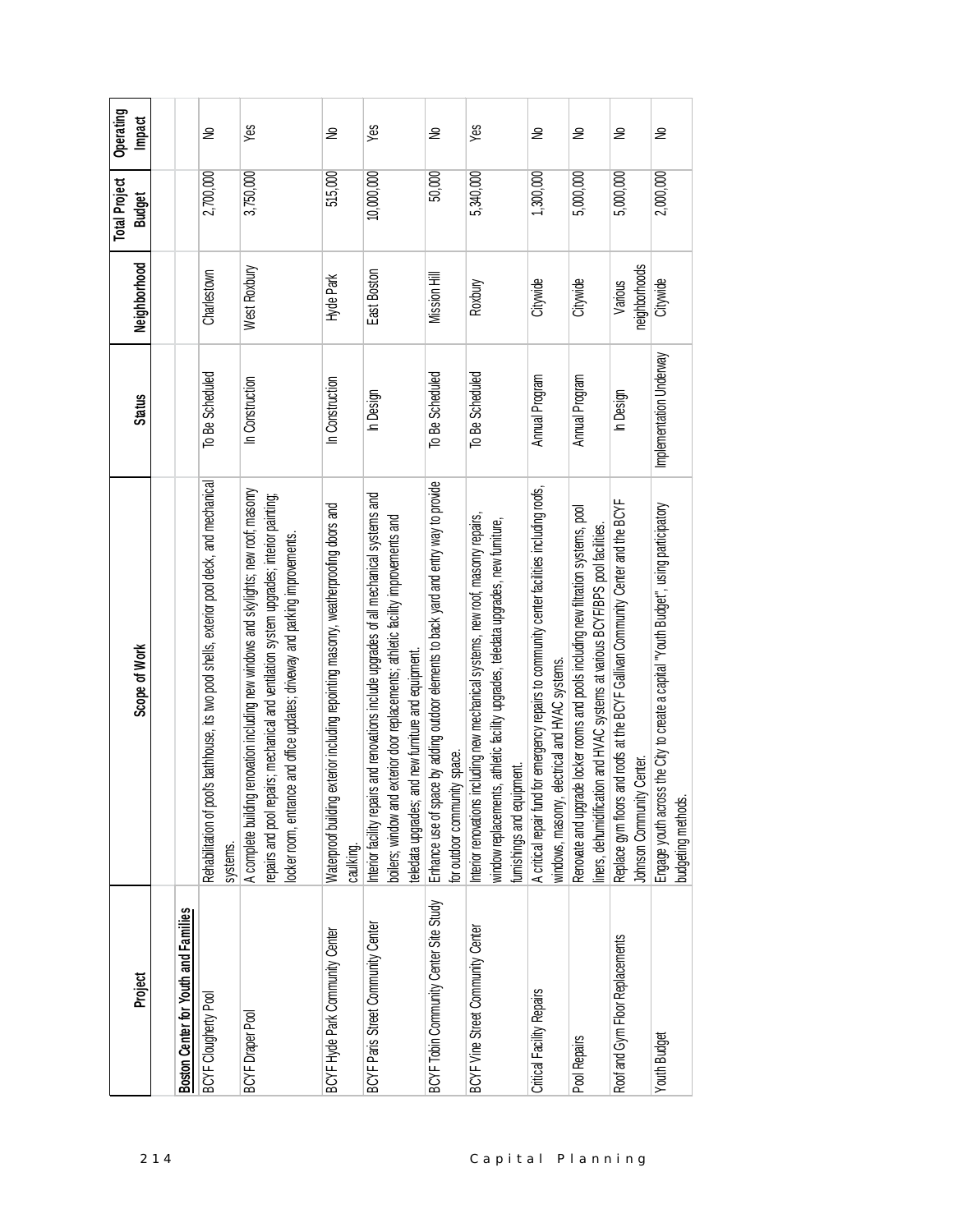| Project | Scope of Work | Status | Neighborhood | Total Project Budget | Operating Impact |
|---|---|---|---|---|---|
| **Boston Center for Youth and Families** | | | | | |
| BCYF Clougherty Pool | Rehabilitation of pool's bathhouse, its two pool shells, exterior pool deck, and mechanical systems. | To Be Scheduled | Charlestown | 2,700,000 | No |
| BCYF Draper Pool | A complete building renovation including new windows and skylights; new roof; masonry repairs and pool repairs; mechanical and ventilation system upgrades; interior painting; locker room, entrance and office updates; driveway and parking improvements. | In Construction | West Roxbury | 3,750,000 | Yes |
| BCYF Hyde Park Community Center | Waterproof building exterior including repointing masonry, weatherproofing doors and caulking. | In Construction | Hyde Park | 515,000 | No |
| BCYF Paris Street Community Center | Interior facility repairs and renovations include upgrades of all mechanical systems and boilers; window and exterior door replacements; athletic facility improvements and teledata upgrades; and new furniture and equipment. | In Design | East Boston | 10,000,000 | Yes |
| BCYF Tobin Community Center Site Study | Enhance use of space by adding outdoor elements to back yard and entry way to provide for outdoor community space. | To Be Scheduled | Mission Hill | 50,000 | No |
| BCYF Vine Street Community Center | Interior renovations including new mechanical systems, new roof, masonry repairs, window replacements, athletic facility upgrades, teledata upgrades, new furniture, furnishings and equipment. | To Be Scheduled | Roxbury | 5,340,000 | Yes |
| Critical Facility Repairs | A critical repair fund for emergency repairs to community center facilities including roofs, windows, masonry, electrical and HVAC systems. | Annual Program | Citywide | 1,300,000 | No |
| Pool Repairs | Renovate and upgrade locker rooms and pools including new filtration systems, pool liners, dehumidification and HVAC systems at various BCYF/BPS pool facilities. | Annual Program | Citywide | 5,000,000 | No |
| Roof and Gym Floor Replacements | Replace gym floors and roofs at the BCYF Gallivan Community Center and the BCYF Johnson Community Center. | In Design | Various neighborhoods | 5,000,000 | No |
| Youth Budget | Engage youth across the City to create a capital "Youth Budget", using participatory budgeting methods. | Implementation Underway | Citywide | 2,000,000 | No |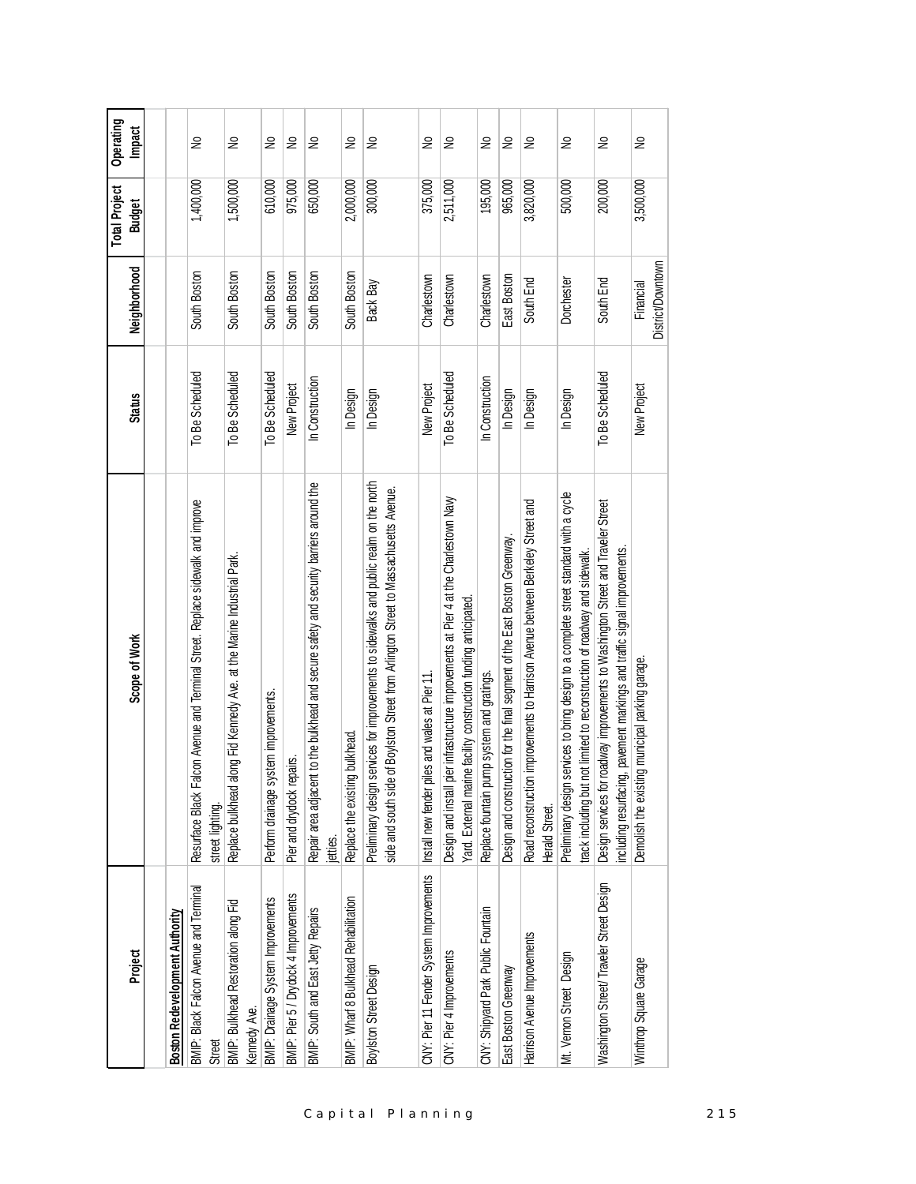| Project | Scope of Work | Status | Neighborhood | Total Project Budget | Operating Impact |
|---|---|---|---|---|---|
| **Boston Redevelopment Authority** | | | | | |
| BMIP: Black Falcon Avenue and Terminal Street | Resurface Black Falcon Avenue and Terminal Street. Replace sidewalk and improve street lighting. | To Be Scheduled | South Boston | 1,400,000 | No |
| BMIP: Bulkhead Restoration along Fid Kennedy Ave. | Replace bulkhead along Fid Kennedy Ave. at the Marine Industrial Park. | To Be Scheduled | South Boston | 1,500,000 | No |
| BMIP: Drainage System Improvements | Perform drainage system improvements. | To Be Scheduled | South Boston | 610,000 | No |
| BMIP: Pier 5 / Drydock 4 Improvements | Pier and drydock repairs. | New Project | South Boston | 975,000 | No |
| BMIP: South and East Jetty Repairs | Repair area adjacent to the bulkhead and secure safety and security barriers around the jetties. | In Construction | South Boston | 650,000 | No |
| BMIP: Wharf 8 Bulkhead Rehabilitation | Replace the existing bulkhead. | In Design | South Boston | 2,000,000 | No |
| Boylston Street Design | Preliminary design services for improvements to sidewalks and public realm on the north side and south side of Boylston Street from Arlington Street to Massachusetts Avenue. | In Design | Back Bay | 300,000 | No |
| CNY: Pier 11 Fender System Improvements | Install new fender piles and wales at Pier 11. | New Project | Charlestown | 375,000 | No |
| CNY: Pier 4 Improvements | Design and install pier infrastructure improvements at Pier 4 at the Charlestown Navy Yard. External marine facility construction funding anticipated. | To Be Scheduled | Charlestown | 2,511,000 | No |
| CNY: Shipyard Park Public Fountain | Replace fountain pump system and gratings. | In Construction | Charlestown | 195,000 | No |
| East Boston Greenway | Design and construction for the final segment of the East Boston Greenway. | In Design | East Boston | 965,000 | No |
| Harrison Avenue Improvements | Road reconstruction improvements to Harrison Avenue between Berkeley Street and Herald Street. | In Design | South End | 3,820,000 | No |
| Mt. Vernon Street Design | Preliminary design services to bring design to a complete street standard with a cycle track including but not limited to reconstruction of roadway and sidewalk. | In Design | Dorchester | 500,000 | No |
| Washington Street/ Traveler Street Design | Design services for roadway improvements to Washington Street and Traveler Street including resurfacing, pavement markings and traffic signal improvements. | To Be Scheduled | South End | 200,000 | No |
| Winthrop Square Garage | Demolish the existing municipal parking garage. | New Project | Financial District/Downtown | 3,500,000 | No |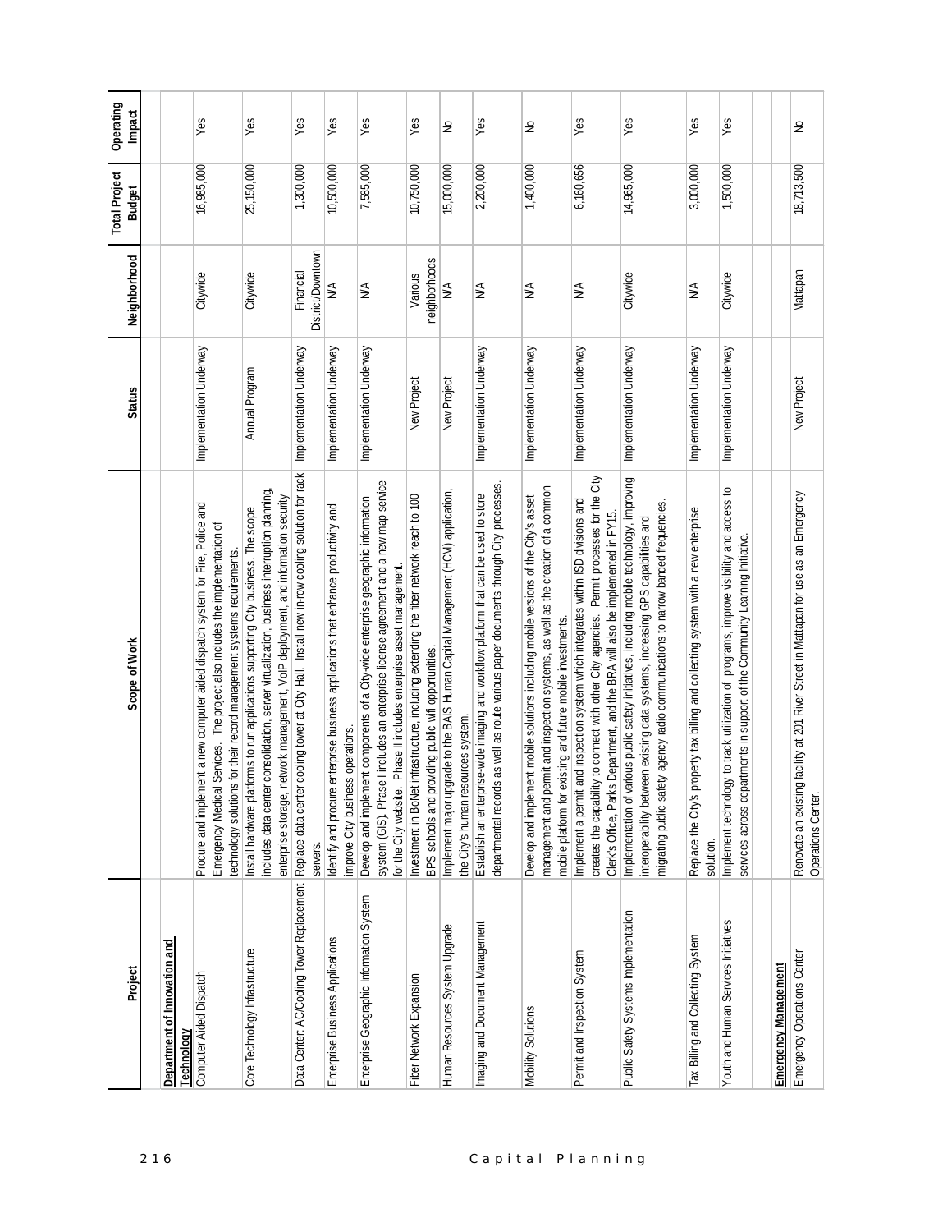| Project | Scope of Work | Status | Neighborhood | Total Project Budget | Operating Impact |
|---|---|---|---|---|---|
| **Department of Innovation and Technology** | | | | | |
| Computer Aided Dispatch | Procure and implement a new computer aided dispatch system for Fire, Police and Emergency Medical Services. The project also includes the implementation of technology solutions for their record management systems requirements. | Implementation Underway | Citywide | 16,985,000 | Yes |
| Core Technology Infrastructure | Install hardware platforms to run applications supporting City business. The scope includes data center consolidation, server virtualization, business interruption planning, enterprise storage, network management, VoIP deployment, and information security | Annual Program | Citywide | 25,150,000 | Yes |
| Data Center: AC/Cooling Tower Replacement | Replace data center cooling tower at City Hall. Install new in-row cooling solution for rack servers. | Implementation Underway | Financial District/Downtown | 1,300,000 | Yes |
| Enterprise Business Applications | Identify and procure enterprise business applications that enhance productivity and improve City business operations. | Implementation Underway | N/A | 10,500,000 | Yes |
| Enterprise Geographic Information System | Develop and implement components of a City-wide enterprise geographic information system (GIS). Phase I includes an enterprise license agreement and a new map service for the City website. Phase II includes enterprise asset management. | Implementation Underway | N/A | 7,585,000 | Yes |
| Fiber Network Expansion | Investment in BoNet infrastructure, including extending the fiber network reach to 100 BPS schools and providing public wifi opportunities. | New Project | Various neighborhoods | 10,750,000 | Yes |
| Human Resources System Upgrade | Implement major upgrade to the BAIS Human Capital Management (HCM) application, the City's human resources system. | New Project | N/A | 15,000,000 | No |
| Imaging and Document Management | Establish an enterprise-wide imaging and workflow platform that can be used to store departmental records as well as route various paper documents through City processes. | Implementation Underway | N/A | 2,200,000 | Yes |
| Mobility Solutions | Develop and implement mobile solutions including mobile versions of the City's asset management and permit and inspection systems, as well as the creation of a common mobile platform for existing and future mobile investments. | Implementation Underway | N/A | 1,400,000 | No |
| Permit and Inspection System | Implement a permit and inspection system which integrates within ISD divisions and creates the capability to connect with other City agencies. Permit processes for the City Clerk's Office, Parks Department, and the BRA will also be implemented in FY15. | Implementation Underway | N/A | 6,160,656 | Yes |
| Public Safety Systems Implementation | Implementation of various public safety initiatives, including mobile technology, improving interoperability between existing data systems, increasing GPS capabilities and migrating public safety agency radio communications to narrow banded frequencies. | Implementation Underway | Citywide | 14,965,000 | Yes |
| Tax Billing and Collecting System | Replace the City's property tax billing and collecting system with a new enterprise solution. | Implementation Underway | N/A | 3,000,000 | Yes |
| Youth and Human Services Initiatives | Implement technology to track utilization of programs, improve visibility and access to services across departments in support of the Community Learning Initiative. | Implementation Underway | Citywide | 1,500,000 | Yes |
| **Emergency Management** | | | | | |
| Emergency Operations Center | Renovate an existing facility at 201 River Street in Mattapan for use as an Emergency Operations Center. | New Project | Mattapan | 18,713,500 | No |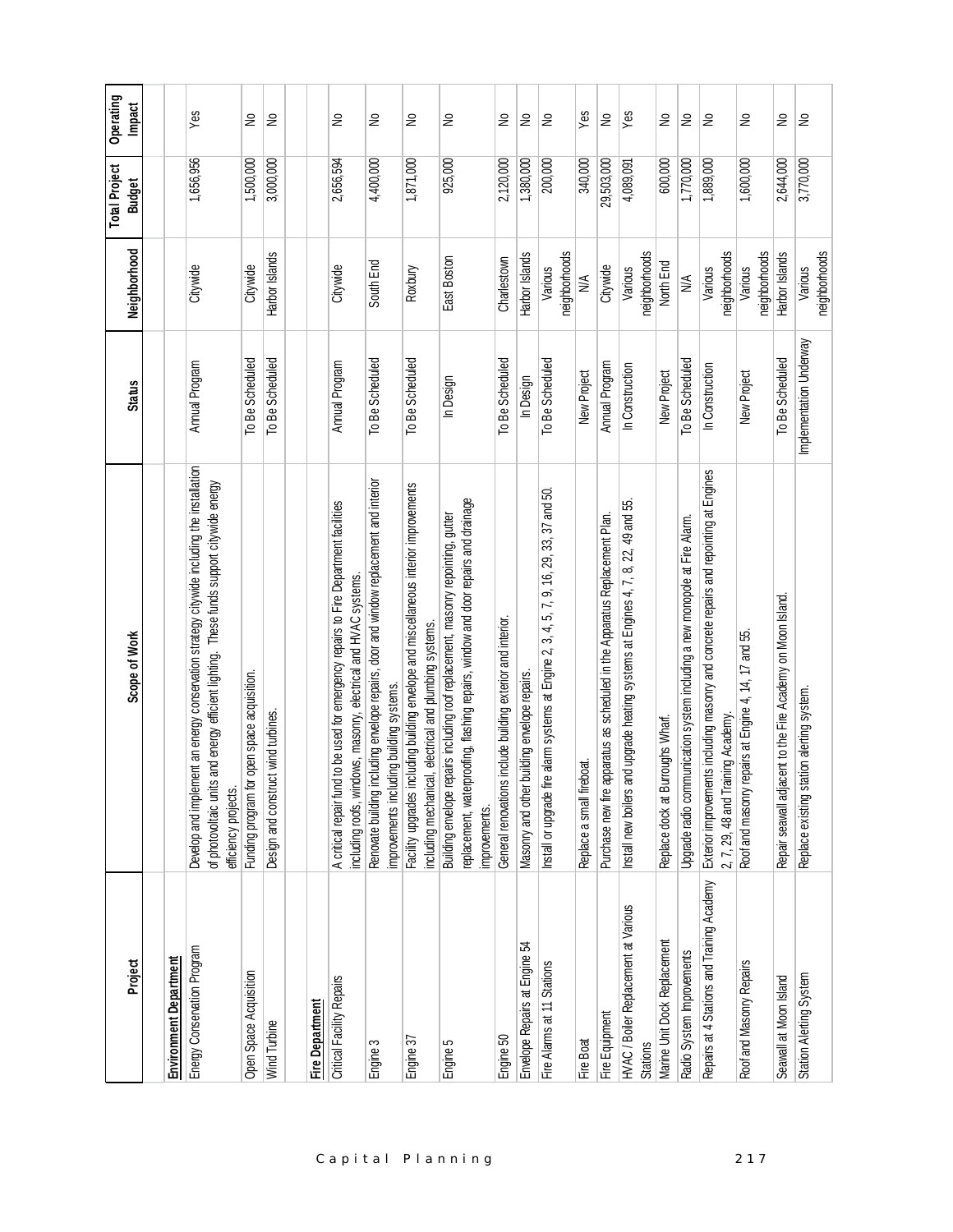| Project | Scope of Work | Status | Neighborhood | Total Project Budget | Operating Impact |
|---|---|---|---|---|---|
| **Environment Department** | | | | | |
| Energy Conservation Program | Develop and implement an energy conservation strategy citywide including the installation of photovoltaic units and energy efficient lighting. These funds support citywide energy efficiency projects. | Annual Program | Citywide | 1,656,956 | Yes |
| Open Space Acquisition | Funding program for open space acquisition. | To Be Scheduled | Citywide | 1,500,000 | No |
| Wind Turbine | Design and construct wind turbines. | To Be Scheduled | Harbor Islands | 3,000,000 | No |
| **Fire Department** | | | | | |
| Critical Facility Repairs | A critical repair fund to be used for emergency repairs to Fire Department facilities including roofs, windows, masonry, electrical and HVAC systems. | Annual Program | Citywide | 2,656,594 | No |
| Engine 3 | Renovate building including envelope repairs, door and window replacement and interior improvements including building systems. | To Be Scheduled | South End | 4,400,000 | No |
| Engine 37 | Facility upgrades including building envelope and miscellaneous interior improvements including mechanical, electrical and plumbing systems. | To Be Scheduled | Roxbury | 1,871,000 | No |
| Engine 5 | Building envelope repairs including roof replacement, masonry repointing, gutter replacement, waterproofing, flashing repairs, window and door repairs and drainage improvements. | In Design | East Boston | 925,000 | No |
| Engine 50 | General renovations include building exterior and interior. | To Be Scheduled | Charlestown | 2,120,000 | No |
| Envelope Repairs at Engine 54 | Masonry and other building envelope repairs. | In Design | Harbor Islands | 1,380,000 | No |
| Fire Alarms at 11 Stations | Install or upgrade fire alarm systems at Engine 2, 3, 4, 5, 7, 9, 16, 29, 33, 37 and 50. | To Be Scheduled | Various neighborhoods | 200,000 | No |
| Fire Boat | Replace a small fireboat. | New Project | N/A | 340,000 | Yes |
| Fire Equipment | Purchase new fire apparatus as scheduled in the Apparatus Replacement Plan. | Annual Program | Citywide | 29,503,000 | No |
| HVAC / Boiler Replacement at Various Stations | Install new boilers and upgrade heating systems at Engines 4, 7, 8, 22, 49 and 55. | In Construction | Various neighborhoods | 4,089,091 | Yes |
| Marine Unit Dock Replacement | Replace dock at Burroughs Wharf. | New Project | North End | 600,000 | No |
| Radio System Improvements | Upgrade radio communication system including a new monopole at Fire Alarm. | To Be Scheduled | N/A | 1,770,000 | No |
| Repairs at 4 Stations and Training Academy | Exterior improvements including masonry and concrete repairs and repointing at Engines 2, 7, 29, 48 and Training Academy. | In Construction | Various neighborhoods | 1,889,000 | No |
| Roof and Masonry Repairs | Roof and masonry repairs at Engine 4, 14, 17 and 55. | New Project | Various neighborhoods | 1,600,000 | No |
| Seawall at Moon Island | Repair seawall adjacent to the Fire Academy on Moon Island. | To Be Scheduled | Harbor Islands | 2,644,000 | No |
| Station Alerting System | Replace existing station alerting system. | Implementation Underway | Various neighborhoods | 3,770,000 | No |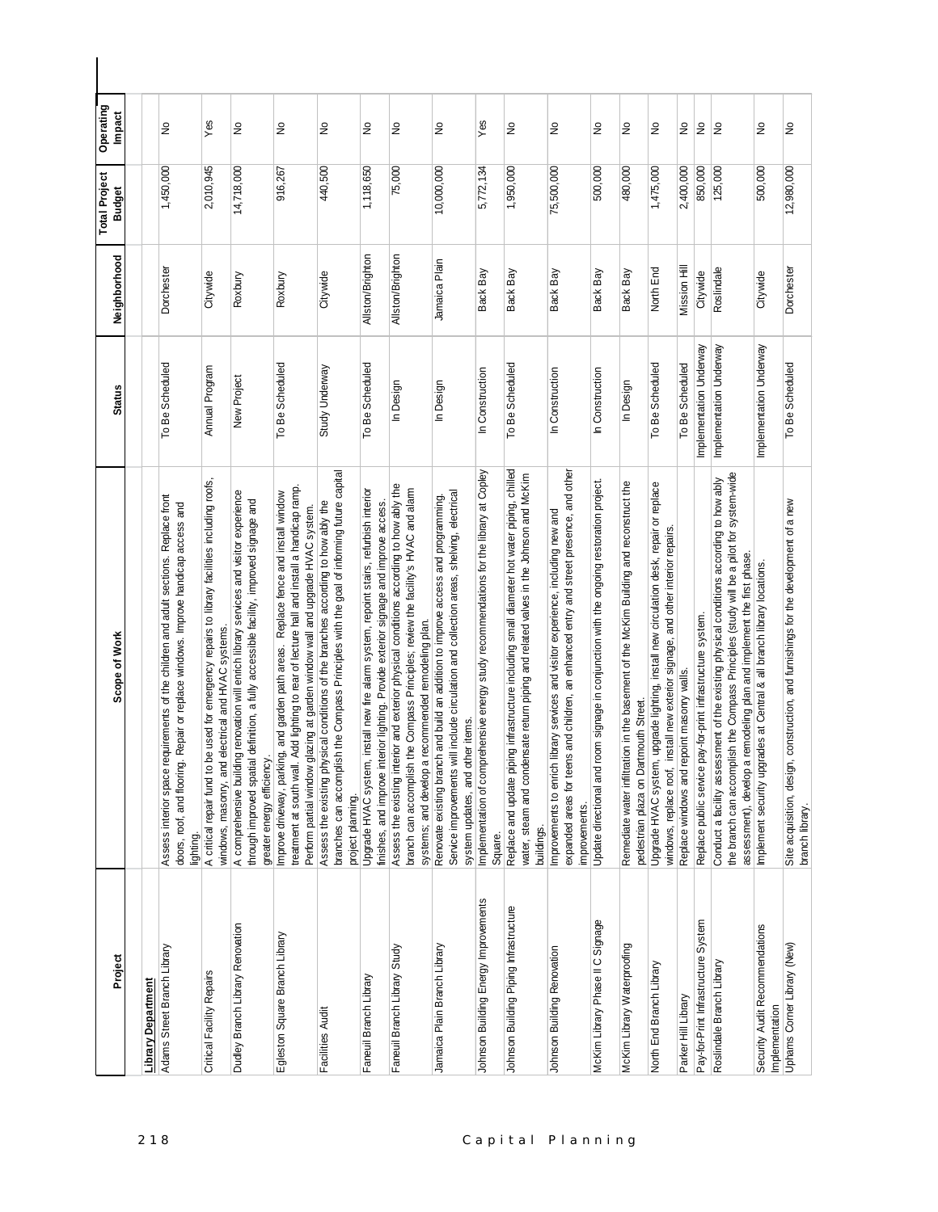| Project | Scope of Work | Status | Neighborhood | Total Project Budget | Operating Impact |
|---|---|---|---|---|---|
| **Library Department** | | | | | |
| Adams Street Branch Library | Assess interior space requirements of the children and adult sections. Replace front doors, roof, and flooring. Repair or replace windows. Improve handicap access and lighting. | To Be Scheduled | Dorchester | 1,450,000 | No |
| Critical Facility Repairs | A critical repair fund to be used for emergency repairs to library facilities including roofs, windows, masonry, and electrical and HVAC systems. | Annual Program | Citywide | 2,010,945 | Yes |
| Dudley Branch Library Renovation | A comprehensive building renovation will enrich library services and visitor experience through improved spatial definition, a fully accessible facility, improved signage and greater energy efficiency. | New Project | Roxbury | 14,718,000 | No |
| Egleston Square Branch Library | Improve driveway, parking, and garden path areas. Replace fence and install window treatment at south wall. Add lighting to rear of lecture hall and install a handicap ramp. Perform partial window glazing at garden window wall and upgrade HVAC system. | To Be Scheduled | Roxbury | 916,267 | No |
| Facilities Audit | Assess the existing physical conditions of the branches according to how ably the branches can accomplish the Compass Principles with the goal of informing future capital project planning. | Study Underway | Citywide | 440,500 | No |
| Faneuil Branch Library | Upgrade HVAC system, install new fire alarm system, repoint stairs, refurbish interior finishes, and improve interior lighting. Provide exterior signage and improve access. | To Be Scheduled | Allston/Brighton | 1,118,650 | No |
| Faneuil Branch Library Study | Assess the existing interior and exterior physical conditions according to how ably the branch can accomplish the Compass Principles; review the facility's HVAC and alarm systems; and develop a recommended remodeling plan. | In Design | Allston/Brighton | 75,000 | No |
| Jamaica Plain Branch Library | Renovate existing branch and build an addition to improve access and programming. Service improvements will include circulation and collection areas, shelving, electrical system updates, and other items. | In Design | Jamaica Plain | 10,000,000 | No |
| Johnson Building Energy Improvements | Implementation of comprehensive energy study recommendations for the library at Copley Square. | In Construction | Back Bay | 5,772,134 | Yes |
| Johnson Building Piping Infrastructure | Replace and update piping infrastructure including small diameter hot water piping, chilled water, steam and condensate return piping and related valves in the Johnson and McKim buildings. | To Be Scheduled | Back Bay | 1,950,000 | No |
| Johnson Building Renovation | Improvements to enrich library services and visitor experience, including new and expanded areas for teens and children, an enhanced entry and street presence, and other improvements. | In Construction | Back Bay | 75,500,000 | No |
| McKim Library Phase II C Signage | Update directional and room signage in conjunction with the ongoing restoration project. | In Construction | Back Bay | 500,000 | No |
| McKim Library Waterproofing | Remediate water infiltration in the basement of the McKim Building and reconstruct the pedestrian plaza on Dartmouth Street. | In Design | Back Bay | 480,000 | No |
| North End Branch Library | Upgrade HVAC system, upgrade lighting, install new circulation desk, repair or replace windows, replace roof, install new exterior signage, and other interior repairs. | To Be Scheduled | North End | 1,475,000 | No |
| Parker Hill Library | Replace windows and repoint masonry walls. | To Be Scheduled | Mission Hill | 2,400,000 | No |
| Pay-for-Print Infrastructure System | Replace public service pay-for-print infrastructure system. | Implementation Underway | Citywide | 850,000 | No |
| Roslindale Branch Library | Conduct a facility assessment of the existing physical conditions according to how ably the branch can accomplish the Compass Principles (study will be a pilot for system-wide assessment), develop a remodeling plan and implement the first phase. | Implementation Underway | Roslindale | 125,000 | No |
| Security Audit Recommendations Implementation | Implement security upgrades at Central & all branch library locations. | Implementation Underway | Citywide | 500,000 | No |
| Uphams Corner Library (New) | Site acquisition, design, construction, and furnishings for the development of a new branch library. | To Be Scheduled | Dorchester | 12,980,000 | No |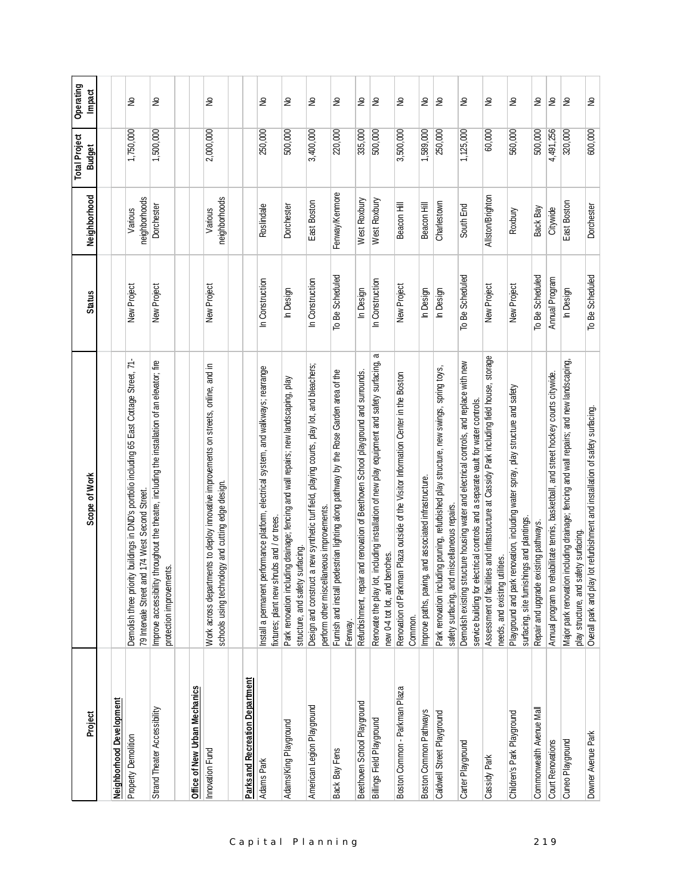| Project | Scope of Work | Status | Neighborhood | Total Project Budget | Operating Impact |
|---|---|---|---|---|---|
| **Neighborhood Development** | | | | | |
| Property Demolition | Demolish three priority buildings in DND's portfolio including 65 East Cottage Street, 71-79 Intervale Street and 174 West Second Street. | New Project | Various neighborhoods | 1,750,000 | No |
| Strand Theater Accessibility | Improve accessibility throughout the theatre, including the installation of an elevator; fire protection improvements. | New Project | Dorchester | 1,500,000 | No |
| **Office of New Urban Mechanics** | | | | | |
| Innovation Fund | Work across departments to deploy innovative improvements on streets, online, and in schools using technology and cutting edge design. | New Project | Various neighborhoods | 2,000,000 | No |
| **Parks and Recreation Department** | | | | | |
| Adams Park | Install a permanent performance platform, electrical system, and walkways; rearrange fixtures; plant new shrubs and / or trees. | In Construction | Roslindale | 250,000 | No |
| Adams/King Playground | Park renovation including drainage; fencing and wall repairs; new landscaping, play structure, and safety surfacing. | In Design | Dorchester | 500,000 | No |
| American Legion Playground | Design and construct a new synthetic turf field, playing courts, play lot, and bleachers; perform other miscellaneous improvements. | In Construction | East Boston | 3,400,000 | No |
| Back Bay Fens | Furnish and install pedestrian lighting along pathway by the Rose Garden area of the Fenway. | To Be Scheduled | Fenway/Kenmore | 220,000 | No |
| Beethoven School Playground | Refurbishment, repair and renovation of Beethoven School playground and surrounds. | In Design | West Roxbury | 335,000 | No |
| Billings Field Playground | Renovate the play lot, including installation of new play equipment and safety surfacing, a new 0-4 tot lot, and benches. | In Construction | West Roxbury | 500,000 | No |
| Boston Common - Parkman Plaza | Renovation of Parkman Plaza outside of the Visitor Information Center in the Boston Common. | New Project | Beacon Hill | 3,500,000 | No |
| Boston Common Pathways | Improve paths, paving, and associated infrastructure. | In Design | Beacon Hill | 1,589,000 | No |
| Caldwell Street Playground | Park renovation including pruning, refurbished play structure, new swings, spring toys, safety surfacing, and miscellaneous repairs. | In Design | Charlestown | 250,000 | No |
| Carter Playground | Demolish existing structure housing water and electrical controls, and replace with new service building for electrical controls and a separate vault for water controls. | To Be Scheduled | South End | 1,125,000 | No |
| Cassidy Park | Assessment of facilities and infrastructure at Cassidy Park including field house, storage needs, and existing utilities. | New Project | Allston/Brighton | 60,000 | No |
| Children's Park Playground | Playground and park renovation, including water spray, play structure and safety surfacing, site furnishings and plantings. | New Project | Roxbury | 560,000 | No |
| Commonwealth Avenue Mall | Repair and upgrade existing pathways. | To Be Scheduled | Back Bay | 500,000 | No |
| Court Renovations | Annual program to rehabilitate tennis, basketball, and street hockey courts citywide. | Annual Program | Citywide | 4,491,256 | No |
| Cuneo Playground | Major park renovation including drainage; fencing and wall repairs; and new landscaping, play structure, and safety surfacing. | In Design | East Boston | 320,000 | No |
| Downer Avenue Park | Overall park and play lot refurbishment and installation of safety surfacing. | To Be Scheduled | Dorchester | 600,000 | No |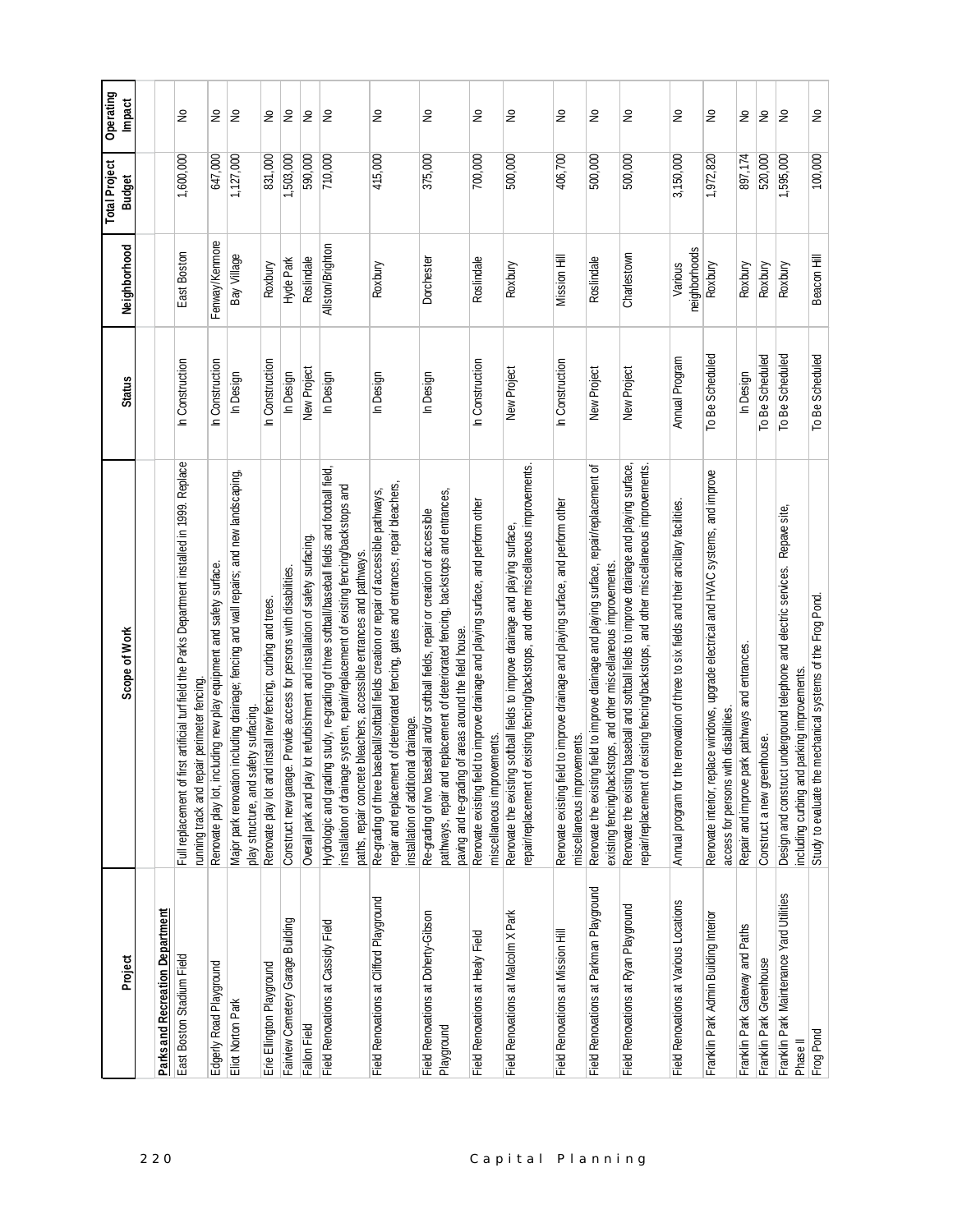| Project | Scope of Work | Status | Neighborhood | Total Project Budget | Operating Impact |
|---|---|---|---|---|---|
| **Parks and Recreation Department** | | | | | |
| East Boston Stadium Field | Full replacement of first artificial turf field the Parks Department installed in 1999. Replace running track and repair perimeter fencing. | In Construction | East Boston | 1,600,000 | No |
| Edgerly Road Playground | Renovate play lot, including new play equipment and safety surface. | In Construction | Fenway/Kenmore | 647,000 | No |
| Eliot Norton Park | Major park renovation including drainage; fencing and wall repairs; and new landscaping, play structure, and safety surfacing. | In Design | Bay Village | 1,127,000 | No |
| Erie Ellington Playground | Renovate play lot and install new fencing, curbing and trees. | In Construction | Roxbury | 831,000 | No |
| Fairview Cemetery Garage Building | Construct new garage. Provide access for persons with disabilities. | In Design | Hyde Park | 1,503,000 | No |
| Fallon Field | Overall park and play lot refurbishment and installation of safety surfacing. | New Project | Roslindale | 590,000 | No |
| Field Renovations at Cassidy Field | Hydrologic and grading study, re-grading of three softball/baseball fields and football field, installation of drainage system, repair/replacement of existing fencing/backstops and paths, repair concrete bleachers, accessible entrances and pathways. | In Design | Allston/Brighton | 710,000 | No |
| Field Renovations at Clifford Playground | Re-grading of three baseball/softball fields creation or repair of accessible pathways, repair and replacement of deteriorated fencing, gates and entrances, repair bleachers, installation of additional drainage. | In Design | Roxbury | 415,000 | No |
| Field Renovations at Doherty-Gibson Playground | Re-grading of two baseball and/or softball fields, repair or creation of accessible pathways, repair and replacement of deteriorated fencing, backstops and entrances, paving and re-grading of areas around the field house. | In Design | Dorchester | 375,000 | No |
| Field Renovations at Healy Field | Renovate existing field to improve drainage and playing surface, and perform other miscellaneous improvements. | In Construction | Roslindale | 700,000 | No |
| Field Renovations at Malcolm X Park | Renovate the existing softball fields to improve drainage and playing surface, repair/replacement of existing fencing/backstops, and other miscellaneous improvements. | New Project | Roxbury | 500,000 | No |
| Field Renovations at Mission Hill | Renovate existing field to improve drainage and playing surface, and perform other miscellaneous improvements. | In Construction | Mission Hill | 406,700 | No |
| Field Renovations at Parkman Playground | Renovate the existing field to improve drainage and playing surface, repair/replacement of existing fencing/backstops, and other miscellaneous improvements. | New Project | Roslindale | 500,000 | No |
| Field Renovations at Ryan Playground | Renovate the existing baseball and softball fields to improve drainage and playing surface, repair/replacement of existing fencing/backstops, and other miscellaneous improvements. | New Project | Charlestown | 500,000 | No |
| Field Renovations at Various Locations | Annual program for the renovation of three to six fields and their ancillary facilities. | Annual Program | Various neighborhoods | 3,150,000 | No |
| Franklin Park Admin Building Interior | Renovate interior, replace windows, upgrade electrical and HVAC systems, and improve access for persons with disabilities. | To Be Scheduled | Roxbury | 1,972,820 | No |
| Franklin Park Gateway and Paths | Repair and improve park pathways and entrances. | In Design | Roxbury | 897,174 | No |
| Franklin Park Greenhouse | Construct a new greenhouse. | To Be Scheduled | Roxbury | 520,000 | No |
| Franklin Park Maintenance Yard Utilities Phase II | Design and construct underground telephone and electric services. Repave site, including curbing and parking improvements. | To Be Scheduled | Roxbury | 1,595,000 | No |
| Frog Pond | Study to evaluate the mechanical systems of the Frog Pond. | To Be Scheduled | Beacon Hill | 100,000 | No |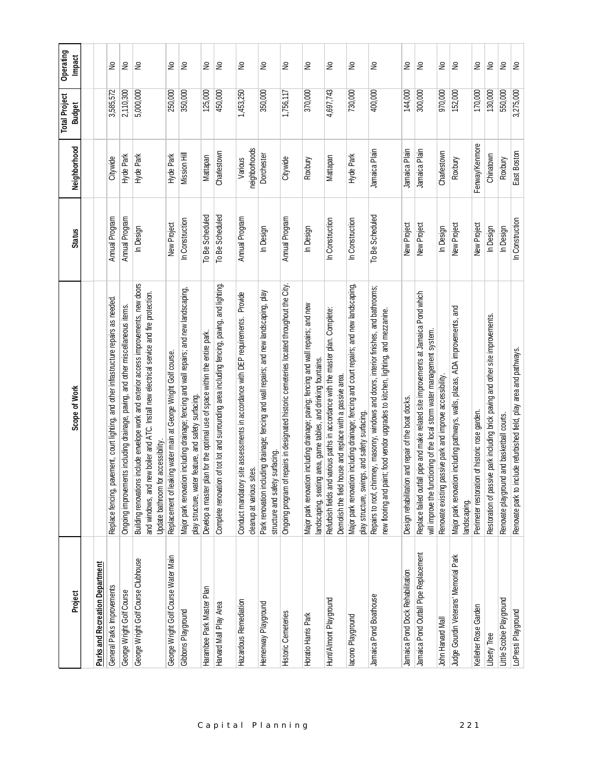| Project | Scope of Work | Status | Neighborhood | Total Project Budget | Operating Impact |
|---|---|---|---|---|---|
| **Parks and Recreation Department** | | | | | |
| General Parks Improvements | Replace fencing, pavement, court lighting, and other infrastructure repairs as needed. | Annual Program | Citywide | 3,585,572 | No |
| George Wright Golf Course | Ongoing improvements including drainage, paving, and other miscellaneous items. | Annual Program | Hyde Park | 2,110,300 | No |
| George Wright Golf Course Clubhouse | Building renovations include envelope work and exterior access improvements, new doors and windows, and new boiler and ATC. Install new electrical service and fire protection. Update bathroom for accessibility. | In Design | Hyde Park | 5,000,000 | No |
| George Wright Golf Course Water Main | Replacement of leaking water main at George Wright Golf course. | New Project | Hyde Park | 250,000 | No |
| Gibbons Playground | Major park renovation including drainage; fencing and wall repairs; and new landscaping, play structure, water feature, and safety surfacing. | In Construction | Mission Hill | 350,000 | No |
| Harambee Park Master Plan | Develop a master plan for the optimal use of space within the entire park. | To Be Scheduled | Mattapan | 125,000 | No |
| Harvard Mall Play Area | Complete renovation of tot lot and surrounding area including fencing, paving, and lighting. | To Be Scheduled | Charlestown | 450,000 | No |
| Hazardous Remediation | Conduct mandatory site assessments in accordance with DEP requirements. Provide cleanup at various sites. | Annual Program | Various neighborhoods | 1,453,250 | No |
| Hemenway Playground | Park renovation including drainage; fencing and wall repairs; and new landscaping, play structure and safety surfacing. | In Design | Dorchester | 350,000 | No |
| Historic Cemeteries | Ongoing program of repairs in designated historic cemeteries located throughout the City. | Annual Program | Citywide | 1,756,117 | No |
| Horatio Harris Park | Major park renovation including drainage; paving; fencing and wall repairs; and new landscaping, seating area, game tables, and drinking fountains. | In Design | Roxbury | 370,000 | No |
| Hunt/Almont Playground | Refurbish fields and various paths in accordance with the master plan. Complete: Demolish the field house and replace with a passive area. | In Construction | Mattapan | 4,697,743 | No |
| Iacono Playground | Major park renovation including drainage; fencing and court repairs; and new landscaping, play structure, swings, and safety surfacing. | In Construction | Hyde Park | 730,000 | No |
| Jamaica Pond Boathouse | Repairs to roof, chimney, masonry, windows and doors, interior finishes, and bathrooms; new flooring and paint; food vendor upgrades to kitchen, lighting, and mezzanine. | To Be Scheduled | Jamaica Plain | 400,000 | No |
| Jamaica Pond Dock Rehabilitation | Design rehabilitation and repair of the boat docks. | New Project | Jamaica Plain | 144,000 | No |
| Jamaica Pond Outfall Pipe Replacement | Replace failed outfall pipe and make related site improvements at Jamaica Pond which will improve the functioning of the local storm water management system. | New Project | Jamaica Plain | 300,000 | No |
| John Harvard Mall | Renovate existing passive park and improve accessibility. | In Design | Charlestown | 970,000 | No |
| Judge Gourdin Veterans' Memorial Park | Major park renovation including pathways, walls, plazas, ADA improvements, and landscaping. | New Project | Roxbury | 152,000 | No |
| Kelleher Rose Garden | Perimeter restoration of historic rose garden. | New Project | Fenway/Kenmore | 170,000 | No |
| Liberty Tree | Restoration of passive park including brick paving and other site improvements. | In Design | Chinatown | 130,000 | No |
| Little Scobie Playground | Renovate playground and basketball courts. | In Design | Roxbury | 550,000 | No |
| LoPresti Playground | Renovate park to include refurbished field, play area and pathways. | In Construction | East Boston | 3,275,000 | No |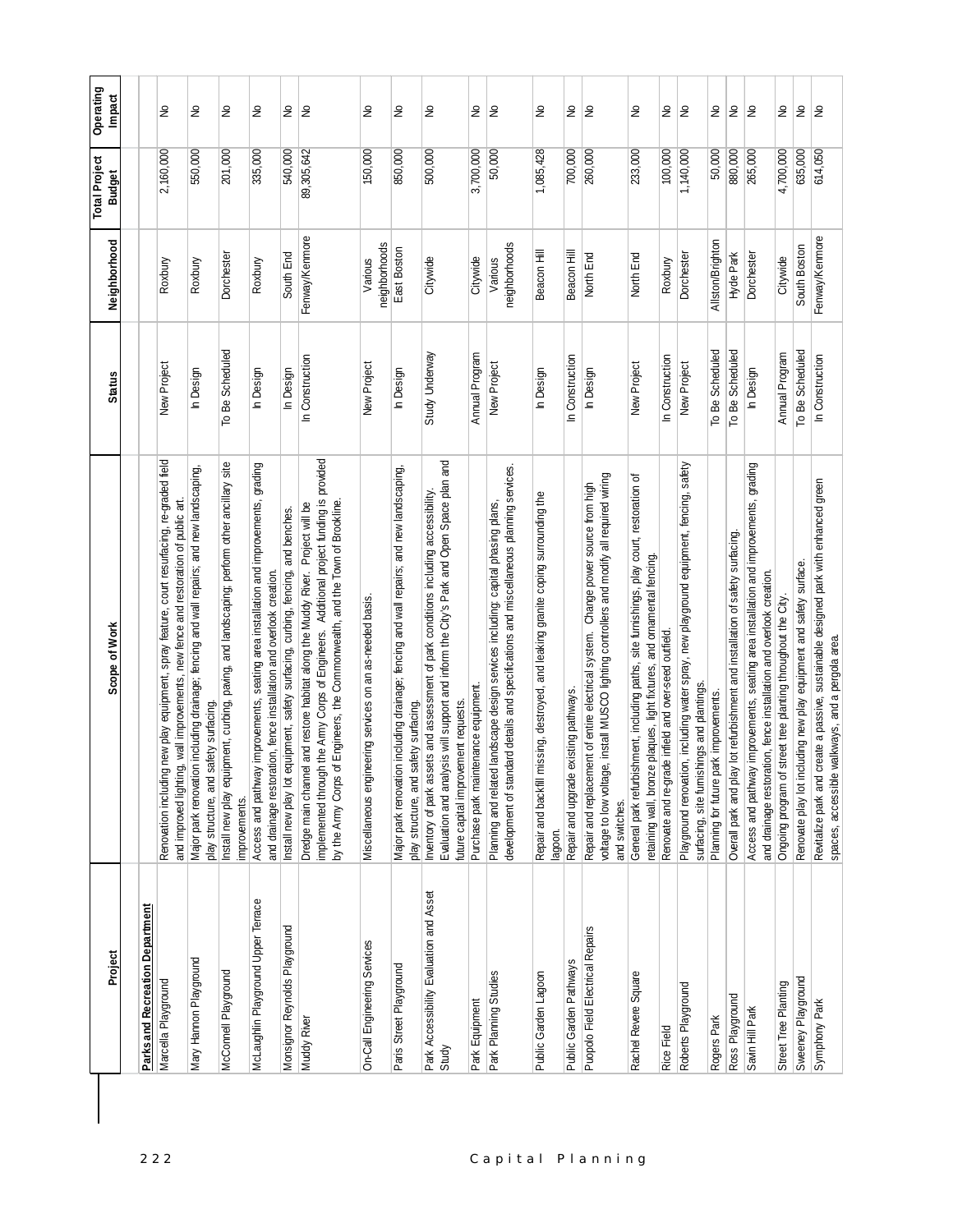| Project | Scope of Work | Status | Neighborhood | Total Project Budget | Operating Impact |
|---|---|---|---|---|---|
| **Parks and Recreation Department** | | | | | |
| Marcella Playground | Renovation including new play equipment, spray feature, court resurfacing, re-graded field and improved lighting, wall improvements, new fence and restoration of public art. | New Project | Roxbury | 2,160,000 | No |
| Mary Hannon Playground | Major park renovation including drainage; fencing and wall repairs; and new landscaping, play structure, and safety surfacing. | In Design | Roxbury | 550,000 | No |
| McConnell Playground | Install new play equipment, curbing, paving, and landscaping; perform other ancillary site improvements. | To Be Scheduled | Dorchester | 201,000 | No |
| McLaughlin Playground Upper Terrace | Access and pathway improvements, seating area installation and improvements, grading and drainage restoration, fence installation and overlook creation. | In Design | Roxbury | 335,000 | No |
| Monsignor Reynolds Playground | Install new play lot equipment, safety surfacing, curbing, fencing, and benches. | In Design | South End | 540,000 | No |
| Muddy River | Dredge main channel and restore habitat along the Muddy River. Project will be implemented through the Army Corps of Engineers. Additional project funding is provided by the Army Corps of Engineers, the Commonwealth, and the Town of Brookline. | In Construction | Fenway/Kenmore | 89,305,642 | No |
| On-Call Engineering Services | Miscellaneous engineering services on an as-needed basis. | New Project | Various neighborhoods | 150,000 | No |
| Paris Street Playground | Major park renovation including drainage; fencing and wall repairs; and new landscaping, play structure, and safety surfacing. | In Design | East Boston | 850,000 | No |
| Park Accessibility Evaluation and Asset Study | Inventory of park assets and assessment of park conditions including accessibility. Evaluation and analysis will support and inform the City's Park and Open Space plan and future capital improvement requests. | Study Underway | Citywide | 500,000 | No |
| Park Equipment | Purchase park maintenance equipment. | Annual Program | Citywide | 3,700,000 | No |
| Park Planning Studies | Planning and related landscape design services including: capital phasing plans, development of standard details and specifications and miscellaneous planning services. | New Project | Various neighborhoods | 50,000 | No |
| Public Garden Lagoon | Repair and backfill missing, destroyed, and leaking granite coping surrounding the lagoon. | In Design | Beacon Hill | 1,085,428 | No |
| Public Garden Pathways | Repair and upgrade existing pathways. | In Construction | Beacon Hill | 700,000 | No |
| Puopolo Field Electrical Repairs | Repair and replacement of entire electrical system. Change power source from high voltage to low voltage, install MUSCO lighting controllers and modify all required wiring and switches. | In Design | North End | 260,000 | No |
| Rachel Revere Square | General park refurbishment, including paths, site furnishings, play court, restoration of retaining wall, bronze plaques, light fixtures, and ornamental fencing. | New Project | North End | 233,000 | No |
| Rice Field | Renovate and re-grade infield and over-seed outfield. | In Construction | Roxbury | 100,000 | No |
| Roberts Playground | Playground renovation, including water spray, new playground equipment, fencing, safety surfacing, site furnishings and plantings. | New Project | Dorchester | 1,140,000 | No |
| Rogers Park | Planning for future park improvements. | To Be Scheduled | Allston/Brighton | 50,000 | No |
| Ross Playground | Overall park and play lot refurbishment and installation of safety surfacing. | To Be Scheduled | Hyde Park | 880,000 | No |
| Savin Hill Park | Access and pathway improvements, seating area installation and improvements, grading and drainage restoration, fence installation and overlook creation. | In Design | Dorchester | 265,000 | No |
| Street Tree Planting | Ongoing program of street tree planting throughout the City. | Annual Program | Citywide | 4,700,000 | No |
| Sweeney Playground | Renovate play lot including new play equipment and safety surface. | To Be Scheduled | South Boston | 635,000 | No |
| Symphony Park | Revitalize park and create a passive, sustainable designed park with enhanced green spaces, accessible walkways, and a pergola area. | In Construction | Fenway/Kenmore | 614,050 | No |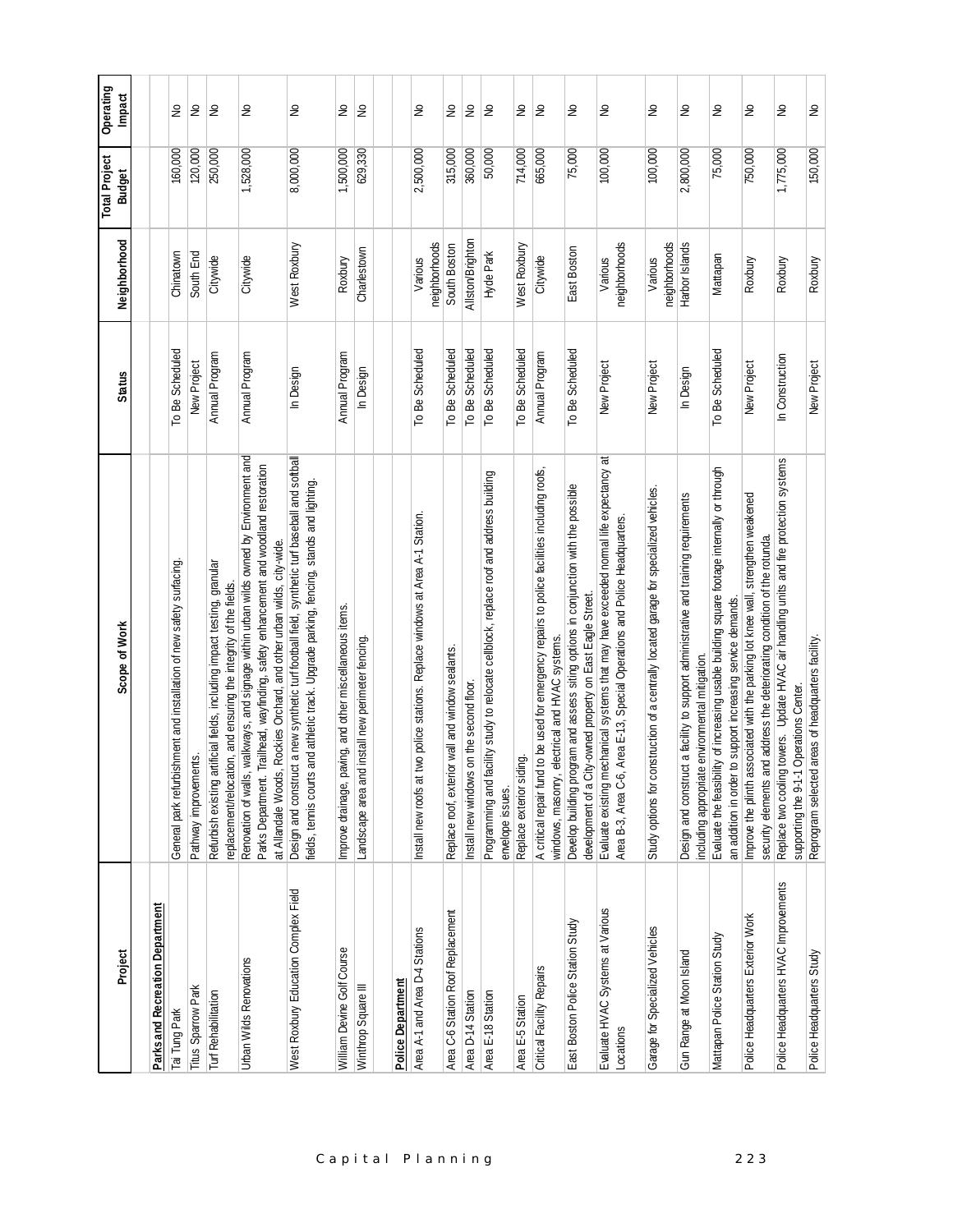| Project | Scope of Work | Status | Neighborhood | Total Project Budget | Operating Impact |
|---|---|---|---|---|---|
| **Parks and Recreation Department** | | | | | |
| Tai Tung Park | General park refurbishment and installation of new safety surfacing. | To Be Scheduled | Chinatown | 160,000 | No |
| Titus Sparrow Park | Pathway improvements. | New Project | South End | 120,000 | No |
| Turf Rehabilitation | Refurbish existing artificial fields, including impact testing, granular replacement/relocation, and ensuring the integrity of the fields. | Annual Program | Citywide | 250,000 | No |
| Urban Wilds Renovations | Renovation of walls, walkways, and signage within urban wilds owned by Environment and Parks Department. Trailhead, wayfinding, safety enhancement and woodland restoration at Allandale Woods, Rockies Orchard, and other urban wilds, city-wide. | Annual Program | Citywide | 1,528,000 | No |
| West Roxbury Education Complex Field | Design and construct a new synthetic turf football field, synthetic turf baseball and softball fields, tennis courts and athletic track. Upgrade parking, fencing, stands and lighting. | In Design | West Roxbury | 8,000,000 | No |
| William Devine Golf Course | Improve drainage, paving, and other miscellaneous items. | Annual Program | Roxbury | 1,500,000 | No |
| Winthrop Square III | Landscape area and install new perimeter fencing. | In Design | Charlestown | 629,330 | No |
| **Police Department** | | | | | |
| Area A-1 and Area D-4 Stations | Install new roofs at two police stations. Replace windows at Area A-1 Station. | To Be Scheduled | Various neighborhoods | 2,500,000 | No |
| Area C-6 Station Roof Replacement | Replace roof, exterior wall and window sealants. | To Be Scheduled | South Boston | 315,000 | No |
| Area D-14 Station | Install new windows on the second floor. | To Be Scheduled | Allston/Brighton | 360,000 | No |
| Area E-18 Station | Programming and facility study to relocate cellblock, replace roof and address building envelope issues. | To Be Scheduled | Hyde Park | 50,000 | No |
| Area E-5 Station | Replace exterior siding. | To Be Scheduled | West Roxbury | 714,000 | No |
| Critical Facility Repairs | A critical repair fund to be used for emergency repairs to police facilities including roofs, windows, masonry, electrical and HVAC systems. | Annual Program | Citywide | 665,000 | No |
| East Boston Police Station Study | Develop building program and assess siting options in conjunction with the possible development of a City-owned property on East Eagle Street. | To Be Scheduled | East Boston | 75,000 | No |
| Evaluate HVAC Systems at Various Locations | Evaluate existing mechanical systems that may have exceeded normal life expectancy at Area B-3, Area C-6, Area E-13, Special Operations and Police Headquarters. | New Project | Various neighborhoods | 100,000 | No |
| Garage for Specialized Vehicles | Study options for construction of a centrally located garage for specialized vehicles. | New Project | Various neighborhoods | 100,000 | No |
| Gun Range at Moon Island | Design and construct a facility to support administrative and training requirements including appropriate environmental mitigation. | In Design | Harbor Islands | 2,800,000 | No |
| Mattapan Police Station Study | Evaluate the feasibility of increasing usable building square footage internally or through an addition in order to support increasing service demands. | To Be Scheduled | Mattapan | 75,000 | No |
| Police Headquarters Exterior Work | Improve the plinth associated with the parking lot knee wall, strengthen weakened security elements and address the deteriorating condition of the rotunda. | New Project | Roxbury | 750,000 | No |
| Police Headquarters HVAC Improvements | Replace two cooling towers. Update HVAC air handling units and fire protection systems supporting the 9-1-1 Operations Center. | In Construction | Roxbury | 1,775,000 | No |
| Police Headquarters Study | Reprogram selected areas of headquarters facility. | New Project | Roxbury | 150,000 | No |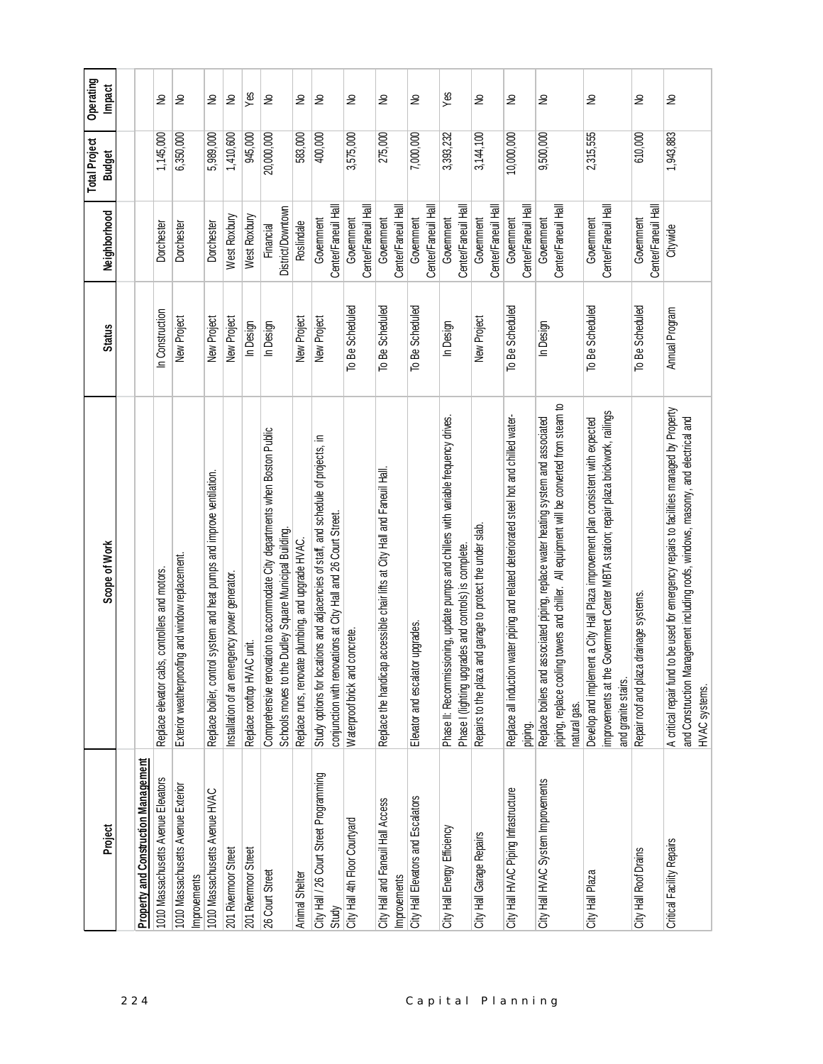| Project | Scope of Work | Status | Neighborhood | Total Project Budget | Operating Impact |
|---|---|---|---|---|---|
| **Property and Construction Management** | | | | | |
| 1010 Massachusetts Avenue Elevators | Replace elevator cabs, controllers and motors. | In Construction | Dorchester | 1,145,000 | No |
| 1010 Massachusetts Avenue Exterior Improvements | Exterior weatherproofing and window replacement. | New Project | Dorchester | 6,350,000 | No |
| 1010 Massachusetts Avenue HVAC | Replace boiler, control system and heat pumps and improve ventilation. | New Project | Dorchester | 5,989,000 | No |
| 201 Rivermoor Street | Installation of an emergency power generator. | New Project | West Roxbury | 1,410,600 | No |
| 201 Rivermoor Street | Replace rooftop HVAC unit. | In Design | West Roxbury | 945,000 | Yes |
| 26 Court Street | Comprehensive renovation to accommodate City departments when Boston Public Schools moves to the Dudley Square Municipal Building. | In Design | Financial District/Downtown | 20,000,000 | No |
| Animal Shelter | Replace runs, renovate plumbing, and upgrade HVAC. | New Project | Roslindale | 583,000 | No |
| City Hall / 26 Court Street Programming Study | Study options for locations and adjacencies of staff, and schedule of projects, in conjunction with renovations at City Hall and 26 Court Street. | New Project | Government Center/Faneuil Hall | 400,000 | No |
| City Hall 4th Floor Courtyard | Waterproof brick and concrete. | To Be Scheduled | Government Center/Faneuil Hall | 3,575,000 | No |
| City Hall and Faneuil Hall Access Improvements | Replace the handicap accessible chair lifts at City Hall and Faneuil Hall. | To Be Scheduled | Government Center/Faneuil Hall | 275,000 | No |
| City Hall Elevators and Escalators | Elevator and escalator upgrades. | To Be Scheduled | Government Center/Faneuil Hall | 7,000,000 | No |
| City Hall Energy Efficiency | Phase II: Recommissioning, update pumps and chillers with variable frequency drives. Phase I (lighting upgrades and controls) is complete. | In Design | Government Center/Faneuil Hall | 3,393,232 | Yes |
| City Hall Garage Repairs | Repairs to the plaza and garage to protect the under slab. | New Project | Government Center/Faneuil Hall | 3,144,100 | No |
| City Hall HVAC Piping Infrastructure | Replace all induction water piping and related deteriorated steel hot and chilled water-piping. | To Be Scheduled | Government Center/Faneuil Hall | 10,000,000 | No |
| City Hall HVAC System Improvements | Replace boilers and associated piping, replace water heating system and associated piping, replace cooling towers and chiller. All equipment will be converted from steam to natural gas. | In Design | Government Center/Faneuil Hall | 9,500,000 | No |
| City Hall Plaza | Develop and implement a City Hall Plaza improvement plan consistent with expected improvements at the Government Center MBTA station; repair plaza brickwork, railings and granite stairs. | To Be Scheduled | Government Center/Faneuil Hall | 2,315,555 | No |
| City Hall Roof Drains | Repair roof and plaza drainage systems. | To Be Scheduled | Government Center/Faneuil Hall | 610,000 | No |
| Critical Facility Repairs | A critical repair fund to be used for emergency repairs to facilities managed by Property and Construction Management including roofs, windows, masonry, and electrical and HVAC systems. | Annual Program | Citywide | 1,943,883 | No |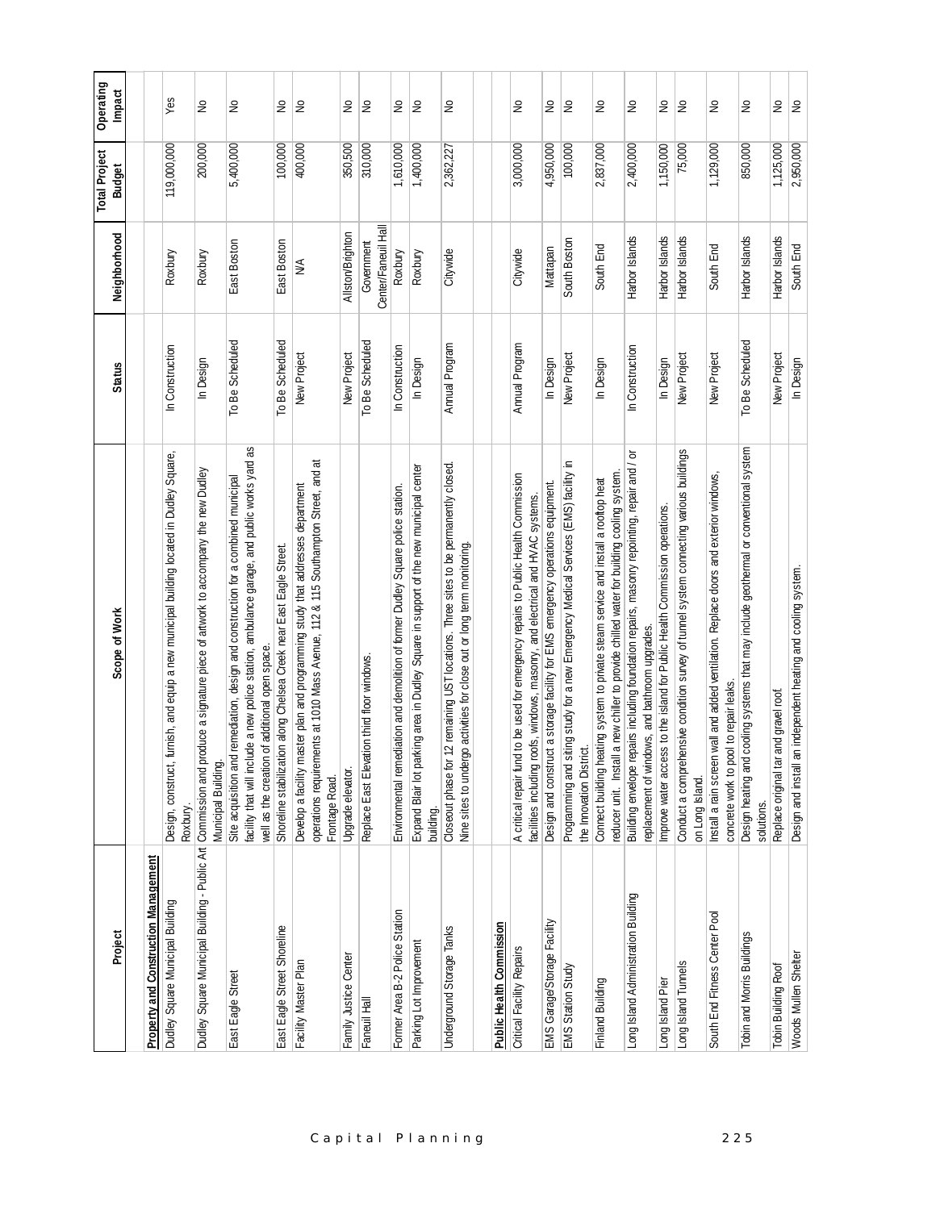| Project | Scope of Work | Status | Neighborhood | Total Project Budget | Operating Impact |
|---|---|---|---|---|---|
| **Property and Construction Management** | | | | | |
| Dudley Square Municipal Building | Design, construct, furnish, and equip a new municipal building located in Dudley Square, Roxbury. | In Construction | Roxbury | 119,000,000 | Yes |
| Dudley Square Municipal Building - Public Art | Commission and produce a signature piece of artwork to accompany the new Dudley Municipal Building. | In Design | Roxbury | 200,000 | No |
| East Eagle Street | Site acquisition and remediation, design and construction for a combined municipal facility that will include a new police station, ambulance garage, and public works yard as well as the creation of additional open space. | To Be Scheduled | East Boston | 5,400,000 | No |
| East Eagle Street Shoreline | Shoreline stabilization along Chelsea Creek near East Eagle Street. | To Be Scheduled | East Boston | 100,000 | No |
| Facility Master Plan | Develop a facility master plan and programming study that addresses department operations requirements at 1010 Mass Avenue, 112 & 115 Southampton Street, and at Frontage Road. | New Project | N/A | 400,000 | No |
| Family Justice Center | Upgrade elevator. | New Project | Allston/Brighton | 350,500 | No |
| Faneuil Hall | Replace East Elevation third floor windows. | To Be Scheduled | Government Center/Faneuil Hall | 310,000 | No |
| Former Area B-2 Police Station | Environmental remediation and demolition of former Dudley Square police station. | In Construction | Roxbury | 1,610,000 | No |
| Parking Lot Improvement | Expand Blair lot parking area in Dudley Square in support of the new municipal center building. | In Design | Roxbury | 1,400,000 | No |
| Underground Storage Tanks | Closeout phase for 12 remaining UST locations. Three sites to be permanently closed. Nine sites to undergo activities for close out or long term monitoring. | Annual Program | Citywide | 2,362,227 | No |
| **Public Health Commission** | | | | | |
| Critical Facility Repairs | A critical repair fund to be used for emergency repairs to Public Health Commission facilities including roofs, windows, masonry, and electrical and HVAC systems. | Annual Program | Citywide | 3,000,000 | No |
| EMS Garage/Storage Facility | Design and construct a storage facility for EMS emergency operations equipment. | In Design | Mattapan | 4,950,000 | No |
| EMS Station Study | Programming and siting study for a new Emergency Medical Services (EMS) facility in the Innovation District. | New Project | South Boston | 100,000 | No |
| Finland Building | Connect building heating system to private steam service and install a rooftop heat reducer unit. Install a new chiller to provide chilled water for building cooling system. | In Design | South End | 2,837,000 | No |
| Long Island Administration Building | Building envelope repairs including foundation repairs, masonry repointing, repair and / or replacement of windows, and bathroom upgrades. | In Construction | Harbor Islands | 2,400,000 | No |
| Long Island Pier | Improve water access to the island for Public Health Commission operations. | In Design | Harbor Islands | 1,150,000 | No |
| Long Island Tunnels | Conduct a comprehensive condition survey of tunnel system connecting various buildings on Long Island. | New Project | Harbor Islands | 75,000 | No |
| South End Fitness Center Pool | Install a rain screen wall and added ventilation. Replace doors and exterior windows, concrete work to pool to repair leaks. | New Project | South End | 1,129,000 | No |
| Tobin and Morris Buildings | Design heating and cooling systems that may include geothermal or conventional system solutions. | To Be Scheduled | Harbor Islands | 850,000 | No |
| Tobin Building Roof | Replace original tar and gravel roof. | New Project | Harbor Islands | 1,125,000 | No |
| Woods Mullen Shelter | Design and install an independent heating and cooling system. | In Design | South End | 2,950,000 | No |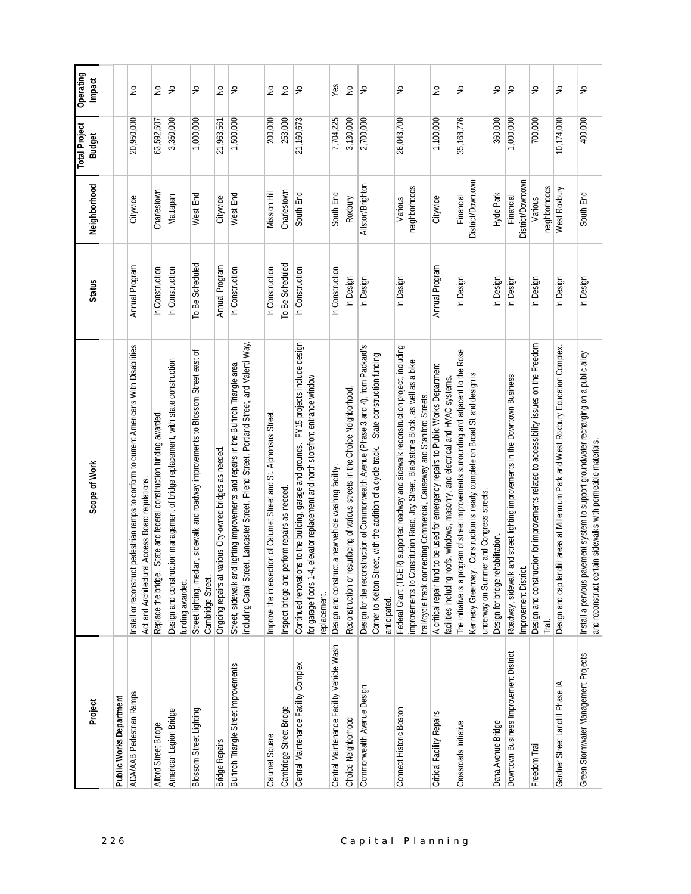| Project | Scope of Work | Status | Neighborhood | Total Project Budget | Operating Impact |
|---|---|---|---|---|---|
| **Public Works Department** | | | | | |
| ADA/AAB Pedestrian Ramps | Install or reconstruct pedestrian ramps to conform to current Americans With Disabilities Act and Architectural Access Board regulations. | Annual Program | Citywide | 20,950,000 | No |
| Alford Street Bridge | Replace the bridge. State and federal construction funding awarded. | In Construction | Charlestown | 63,592,507 | No |
| American Legion Bridge | Design and construction management of bridge replacement, with state construction funding awarded. | In Construction | Mattapan | 3,350,000 | No |
| Blossom Street Lighting | Street lighting, median, sidewalk and roadway improvements to Blossom Street east of Cambridge Street. | To Be Scheduled | West End | 1,000,000 | No |
| Bridge Repairs | Ongoing repairs at various City-owned bridges as needed. | Annual Program | Citywide | 21,963,561 | No |
| Bulfinch Triangle Street Improvements | Street, sidewalk and lighting improvements and repairs in the Bulfinch Triangle area including Canal Street, Lancaster Street, Friend Street, Portland Street, and Valenti Way. | In Construction | West End | 1,500,000 | No |
| Calumet Square | Improve the intersection of Calumet Street and St. Alphonsus Street. | In Construction | Mission Hill | 200,000 | No |
| Cambridge Street Bridge | Inspect bridge and perform repairs as needed. | To Be Scheduled | Charlestown | 253,000 | No |
| Central Maintenance Facility Complex | Continued renovations to the building, garage and grounds. FY15 projects include design for garage floors 1-4, elevator replacement and north storefront entrance window replacement. | In Construction | South End | 21,160,673 | No |
| Central Maintenance Facility Vehicle Wash | Design and construct a new vehicle washing facility. | In Construction | South End | 7,704,225 | Yes |
| Choice Neighborhood | Reconstruction or resurfacing of various streets in the Choice Neighborhood. | In Design | Roxbury | 3,130,000 | No |
| Commonwealth Avenue Design | Design for the reconstruction of Commonwealth Avenue (Phase 3 and 4), from Packard's Corner to Kelton Street, with the addition of a cycle track. State construction funding anticipated. | In Design | Allston/Brighton | 2,700,000 | No |
| Connect Historic Boston | Federal Grant (TIGER) supported roadway and sidewalk reconstruction project, including improvements to Constitution Road, Joy Street, Blackstone Block, as well as a bike trail/cycle track connecting Commercial, Causeway and Staniford Streets. | In Design | Various neighborhoods | 26,043,700 | No |
| Critical Facility Repairs | A critical repair fund to be used for emergency repairs to Public Works Department facilities including roofs, windows, masonry, and electrical and HVAC systems. | Annual Program | Citywide | 1,100,000 | No |
| Crossroads Initiative | The initiative is a program of street improvements surrounding and adjacent to the Rose Kennedy Greenway. Construction is nearly complete on Broad St and design is underway on Summer and Congress streets. | In Design | Financial District/Downtown | 35,168,776 | No |
| Dana Avenue Bridge | Design for bridge rehabilitation. | In Design | Hyde Park | 360,000 | No |
| Downtown Business Improvement District | Roadway, sidewalk and street lighting improvements in the Downtown Business Improvement District. | In Design | Financial District/Downtown | 1,000,000 | No |
| Freedom Trail | Design and construction for improvements related to accessibility issues on the Freedom Trail. | In Design | Various neighborhoods | 700,000 | No |
| Gardner Street Landfill Phase IA | Design and cap landfill areas at Millennium Park and West Roxbury Education Complex. | In Design | West Roxbury | 10,174,000 | No |
| Green Stormwater Management Projects | Install a pervious pavement system to support groundwater recharging on a public alley and reconstruct certain sidewalks with permeable materials. | In Design | South End | 400,000 | No |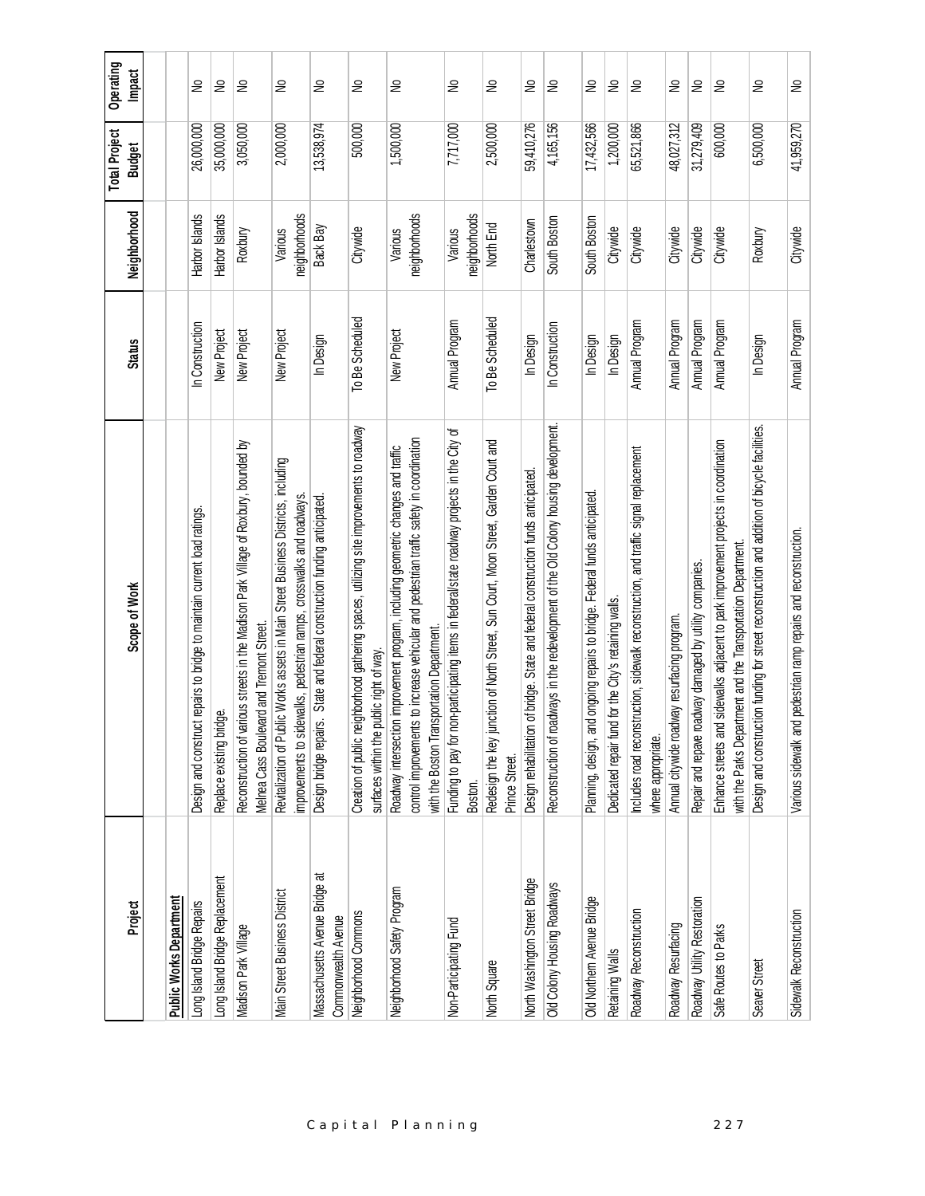| Project | Scope of Work | Status | Neighborhood | Total Project Budget | Operating Impact |
|---|---|---|---|---|---|
| **Public Works Department** | | | | | |
| Long Island Bridge Repairs | Design and construct repairs to bridge to maintain current load ratings. | In Construction | Harbor Islands | 26,000,000 | No |
| Long Island Bridge Replacement | Replace existing bridge. | New Project | Harbor Islands | 35,000,000 | No |
| Madison Park Village | Reconstruction of various streets in the Madison Park Village of Roxbury, bounded by Melnea Cass Boulevard and Tremont Street. | New Project | Roxbury | 3,050,000 | No |
| Main Street Business District | Revitalization of Public Works assets in Main Street Business Districts, including improvements to sidewalks, pedestrian ramps, crosswalks and roadways. | New Project | Various neighborhoods | 2,000,000 | No |
| Massachusetts Avenue Bridge at Commonwealth Avenue | Design bridge repairs. State and federal construction funding anticipated. | In Design | Back Bay | 13,538,974 | No |
| Neighborhood Commons | Creation of public neighborhood gathering spaces, utilizing site improvements to roadway surfaces within the public right of way. | To Be Scheduled | Citywide | 500,000 | No |
| Neighborhood Safety Program | Roadway intersection improvement program, including geometric changes and traffic control improvements to increase vehicular and pedestrian traffic safety in coordination with the Boston Transportation Department. | New Project | Various neighborhoods | 1,500,000 | No |
| Non-Participating Fund | Funding to pay for non-participating items in federal/state roadway projects in the City of Boston. | Annual Program | Various neighborhoods | 7,717,000 | No |
| North Square | Redesign the key junction of North Street, Sun Court, Moon Street, Garden Court and Prince Street. | To Be Scheduled | North End | 2,500,000 | No |
| North Washington Street Bridge | Design rehabilitation of bridge. State and federal construction funds anticipated. | In Design | Charlestown | 59,410,276 | No |
| Old Colony Housing Roadways | Reconstruction of roadways in the redevelopment of the Old Colony housing development. | In Construction | South Boston | 4,165,156 | No |
| Old Northern Avenue Bridge | Planning, design, and ongoing repairs to bridge. Federal funds anticipated. | In Design | South Boston | 17,432,566 | No |
| Retaining Walls | Dedicated repair fund for the City's retaining walls. | In Design | Citywide | 1,200,000 | No |
| Roadway Reconstruction | Includes road reconstruction, sidewalk reconstruction, and traffic signal replacement where appropriate. | Annual Program | Citywide | 65,521,866 | No |
| Roadway Resurfacing | Annual citywide roadway resurfacing program. | Annual Program | Citywide | 48,027,312 | No |
| Roadway Utility Restoration | Repair and repave roadway damaged by utility companies. | Annual Program | Citywide | 31,279,409 | No |
| Safe Routes to Parks | Enhance streets and sidewalks adjacent to park improvement projects in coordination with the Parks Department and the Transportation Department. | Annual Program | Citywide | 600,000 | No |
| Seaver Street | Design and construction funding for street reconstruction and addition of bicycle facilities. | In Design | Roxbury | 6,500,000 | No |
| Sidewalk Reconstruction | Various sidewalk and pedestrian ramp repairs and reconstruction. | Annual Program | Citywide | 41,959,270 | No |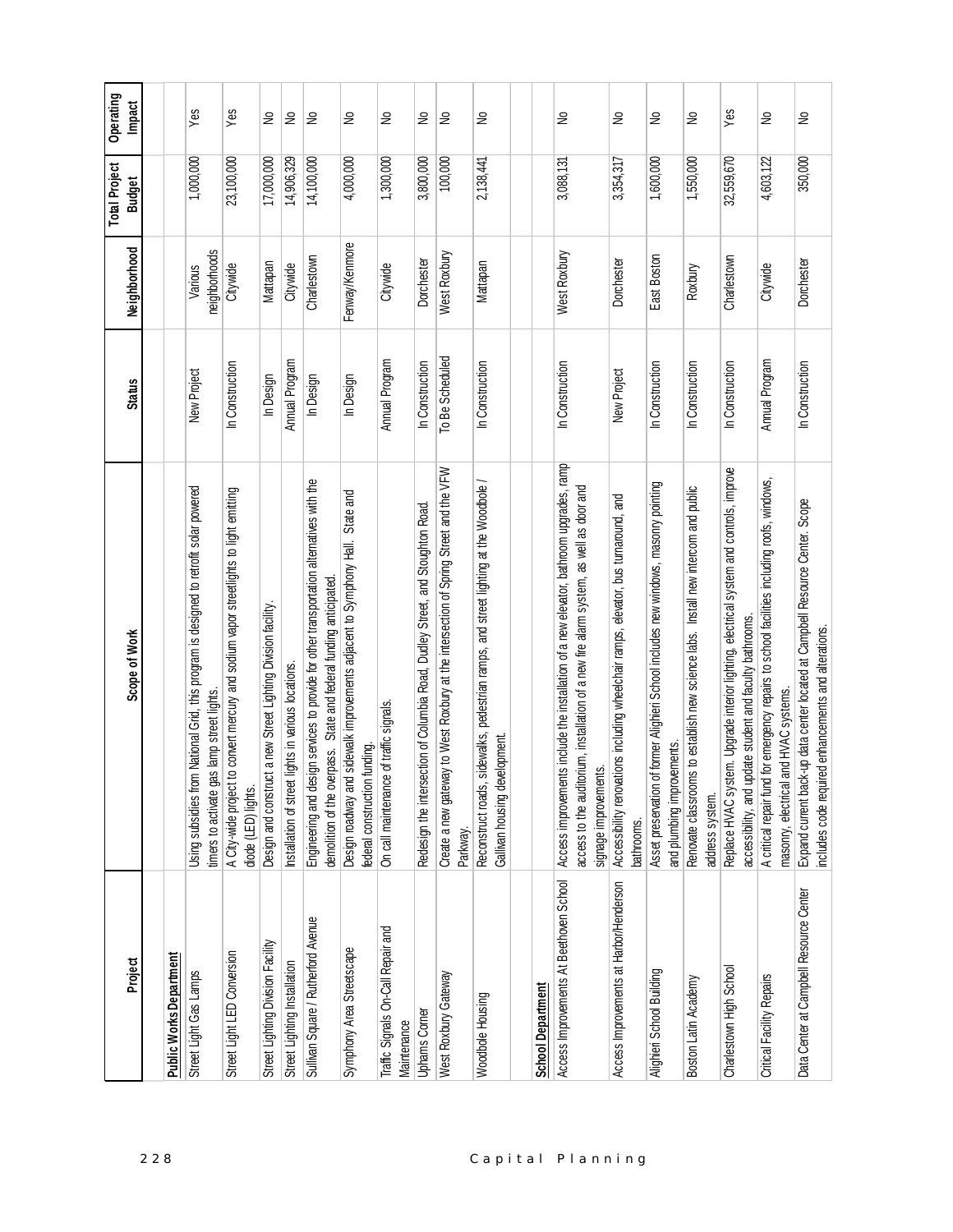| Project | Scope of Work | Status | Neighborhood | Total Project Budget | Operating Impact |
|---|---|---|---|---|---|
| **Public Works Department** | | | | | |
| Street Light Gas Lamps | Using subsidies from National Grid, this program is designed to retrofit solar powered timers to activate gas lamp street lights. | New Project | Various neighborhoods | 1,000,000 | Yes |
| Street Light LED Conversion | A City-wide project to convert mercury and sodium vapor streetlights to light emitting diode (LED) lights. | In Construction | Citywide | 23,100,000 | Yes |
| Street Lighting Division Facility | Design and construct a new Street Lighting Division facility. | In Design | Mattapan | 17,000,000 | No |
| Street Lighting Installation | Installation of street lights in various locations. | Annual Program | Citywide | 14,906,329 | No |
| Sullivan Square / Rutherford Avenue | Engineering and design services to provide for other transportation alternatives with the demolition of the overpass. State and federal funding anticipated. | In Design | Charlestown | 14,100,000 | No |
| Symphony Area Streetscape | Design roadway and sidewalk improvements adjacent to Symphony Hall. State and federal construction funding. | In Design | Fenway/Kenmore | 4,000,000 | No |
| Traffic Signals On-Call Repair and Maintenance | On call maintenance of traffic signals. | Annual Program | Citywide | 1,300,000 | No |
| Uphams Corner | Redesign the intersection of Columbia Road, Dudley Street, and Stoughton Road. | In Construction | Dorchester | 3,800,000 | No |
| West Roxbury Gateway | Create a new gateway to West Roxbury at the intersection of Spring Street and the VFW Parkway. | To Be Scheduled | West Roxbury | 100,000 | No |
| Woodbole Housing | Reconstruct roads, sidewalks, pedestrian ramps, and street lighting at the Woodbole / Gallivan housing development. | In Construction | Mattapan | 2,138,441 | No |
| **School Department** | | | | | |
| Access Improvements At Beethoven School | Access improvements include the installation of a new elevator, bathroom upgrades, ramp access to the auditorium, installation of a new fire alarm system, as well as door and signage improvements. | In Construction | West Roxbury | 3,088,131 | No |
| Access Improvements at Harbor/Henderson | Accessibility renovations including wheelchair ramps, elevator, bus turnaround, and bathrooms. | New Project | Dorchester | 3,354,317 | No |
| Alighieri School Building | Asset preservation of former Alighieri School includes new windows, masonry pointing and plumbing improvements. | In Construction | East Boston | 1,600,000 | No |
| Boston Latin Academy | Renovate classrooms to establish new science labs. Install new intercom and public address system. | In Construction | Roxbury | 1,550,000 | No |
| Charlestown High School | Replace HVAC system. Upgrade interior lighting, electrical system and controls, improve accessibility, and update student and faculty bathrooms. | In Construction | Charlestown | 32,559,670 | Yes |
| Critical Facility Repairs | A critical repair fund for emergency repairs to school facilities including roofs, windows, masonry, electrical and HVAC systems. | Annual Program | Citywide | 4,603,122 | No |
| Data Center at Campbell Resource Center | Expand current back-up data center located at Campbell Resource Center. Scope includes code required enhancements and alterations. | In Construction | Dorchester | 350,000 | No |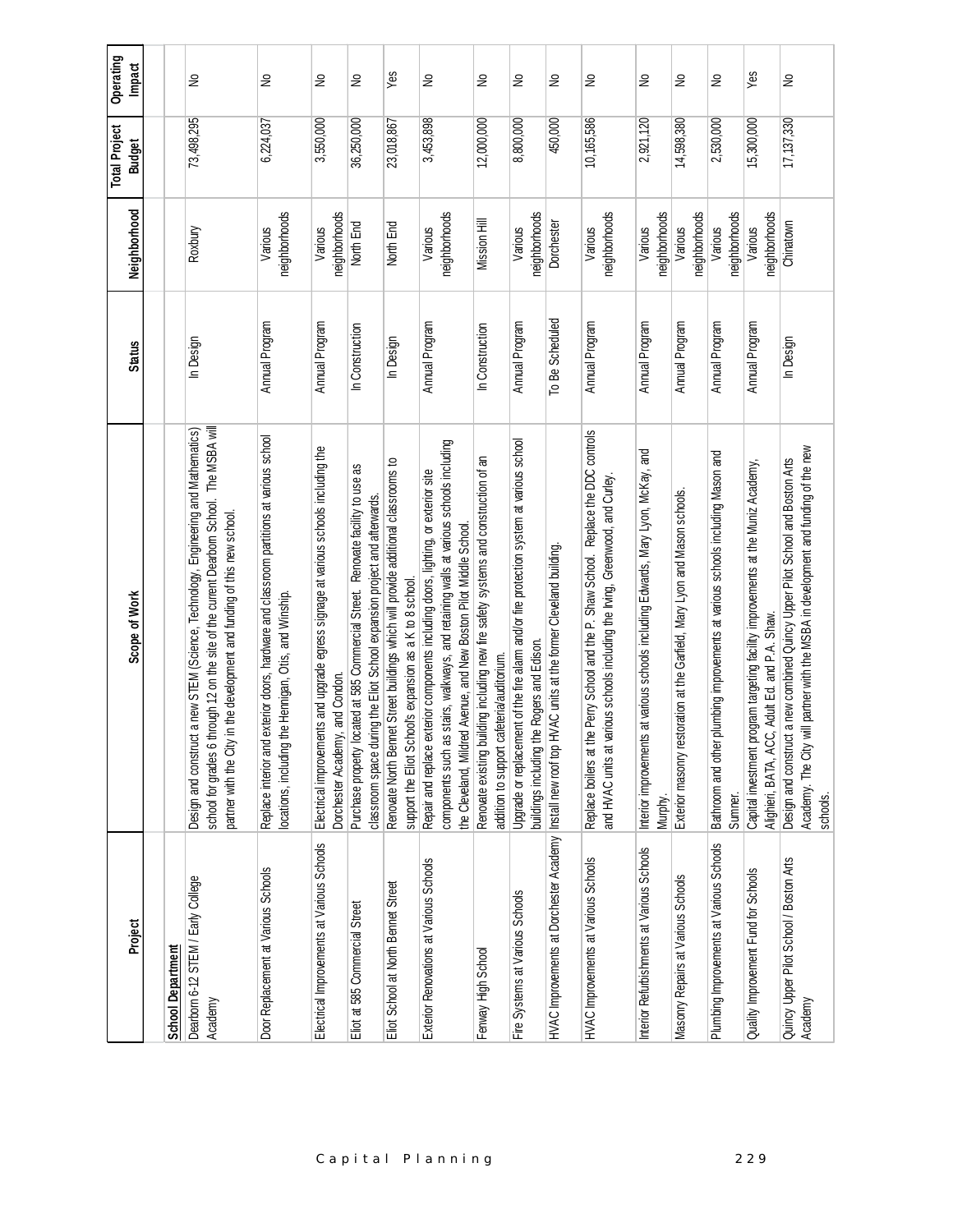| Project | Scope of Work | Status | Neighborhood | Total Project Budget | Operating Impact |
|---|---|---|---|---|---|
| **School Department** | | | | | |
| Dearborn 6-12 STEM / Early College Academy | Design and construct a new STEM (Science, Technology, Engineering and Mathematics) school for grades 6 through 12 on the site of the current Dearborn School. The MSBA will partner with the City in the development and funding of this new school. | In Design | Roxbury | 73,498,295 | No |
| Door Replacement at Various Schools | Replace interior and exterior doors, hardware and classroom partitions at various school locations, including the Hennigan, Otis, and Winship. | Annual Program | Various neighborhoods | 6,224,037 | No |
| Electrical Improvements at Various Schools | Electrical improvements and upgrade egress signage at various schools including the Dorchester Academy, and Condon. | Annual Program | Various neighborhoods | 3,550,000 | No |
| Eliot at 585 Commercial Street | Purchase property located at 585 Commercial Street. Renovate facility to use as classroom space during the Eliot School expansion project and afterwards. | In Construction | North End | 36,250,000 | No |
| Eliot School at North Bennet Street | Renovate North Bennet Street buildings which will provide additional classrooms to support the Eliot School's expansion as a K to 8 school. | In Design | North End | 23,018,867 | Yes |
| Exterior Renovations at Various Schools | Repair and replace exterior components including doors, lighting, or exterior site components such as stairs, walkways, and retaining walls at various schools including the Cleveland, Mildred Avenue, and New Boston Pilot Middle School. | Annual Program | Various neighborhoods | 3,453,898 | No |
| Fenway High School | Renovate existing building including new fire safety systems and construction of an addition to support cafeteria/auditorium. | In Construction | Mission Hill | 12,000,000 | No |
| Fire Systems at Various Schools | Upgrade or replacement of the fire alarm and/or fire protection system at various school buildings including the Rogers and Edison. | Annual Program | Various neighborhoods | 8,800,000 | No |
| HVAC Improvements at Dorchester Academy | Install new roof top HVAC units at the former Cleveland building. | To Be Scheduled | Dorchester | 450,000 | No |
| HVAC Improvements at Various Schools | Replace boilers at the Perry School and the P. Shaw School. Replace the DDC controls and HVAC units at various schools including the Irving, Greenwood, and Curley. | Annual Program | Various neighborhoods | 10,165,586 | No |
| Interior Refurbishments at Various Schools | Interior improvements at various schools including Edwards, Mary Lyon, McKay, and Murphy. | Annual Program | Various neighborhoods | 2,921,120 | No |
| Masonry Repairs at Various Schools | Exterior masonry restoration at the Garfield, Mary Lyon and Mason schools. | Annual Program | Various neighborhoods | 14,598,380 | No |
| Plumbing Improvements at Various Schools | Bathroom and other plumbing improvements at various schools including Mason and Sumner. | Annual Program | Various neighborhoods | 2,530,000 | No |
| Quality Improvement Fund for Schools | Capital investment program targeting facility improvements at the Muniz Academy, Alighieri, BATA, ACC, Adult Ed. and P.A. Shaw. | Annual Program | Various neighborhoods | 15,300,000 | Yes |
| Quincy Upper Pilot School / Boston Arts Academy | Design and construct a new combined Quincy Upper Pilot School and Boston Arts Academy. The City will partner with the MSBA in development and funding of the new schools. | In Design | Chinatown | 17,137,330 | No |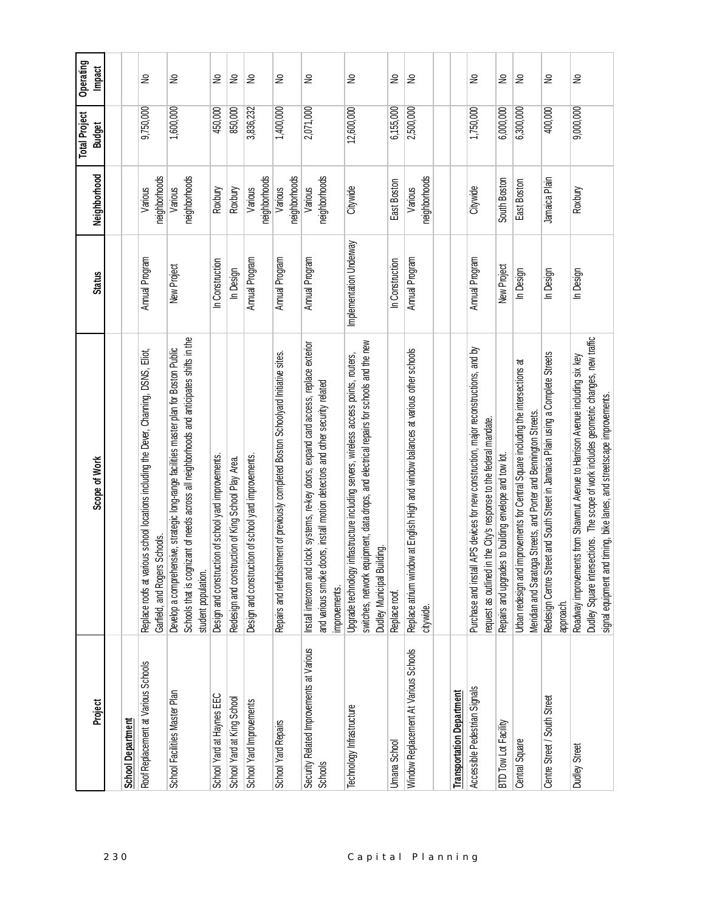| Project | Scope of Work | Status | Neighborhood | Total Project Budget | Operating Impact |
|---|---|---|---|---|---|
| **School Department** | | | | | |
| Roof Replacement at Various Schools | Replace roofs at various school locations including the Dever, Channing, DSNS, Eliot, Garfield, and Rogers Schools. | Annual Program | Various neighborhoods | 9,750,000 | No |
| School Facilities Master Plan | Develop a comprehensive, strategic long-range facilities master plan for Boston Public Schools that is cognizant of needs across all neighborhoods and anticipates shifts in the student population. | New Project | Various neighborhoods | 1,600,000 | No |
| School Yard at Haynes EEC | Design and construction of school yard improvements. | In Construction | Roxbury | 450,000 | No |
| School Yard at King School | Redesign and construction of King School Play Area. | In Design | Roxbury | 850,000 | No |
| School Yard Improvements | Design and construction of school yard improvements. | Annual Program | Various neighborhoods | 3,836,232 | No |
| School Yard Repairs | Repairs and refurbishment of previously completed Boston Schoolyard Initiative sites. | Annual Program | Various neighborhoods | 1,400,000 | No |
| Security Related Improvements at Various Schools | Install intercom and clock systems, re-key doors, expand card access, replace exterior and various smoke doors, install motion detectors and other security related improvements. | Annual Program | Various neighborhoods | 2,071,000 | No |
| Technology Infrastructure | Upgrade technology infrastructure including servers, wireless access points, routers, switches, network equipment, data drops, and electrical repairs for schools and the new Dudley Municipal Building. | Implementation Underway | Citywide | 12,600,000 | No |
| Umana School | Replace roof. | In Construction | East Boston | 6,155,000 | No |
| Window Replacement At Various Schools | Replace atrium window at English High and window balances at various other schools citywide. | Annual Program | Various neighborhoods | 2,500,000 | No |
| **Transportation Department** | | | | | |
| Accessible Pedestrian Signals | Purchase and install APS devices for new construction, major reconstructions, and by request as outlined in the City's response to the federal mandate. | Annual Program | Citywide | 1,750,000 | No |
| BTD Tow Lot Facility | Repairs and upgrades to building envelope and tow lot. | New Project | South Boston | 6,000,000 | No |
| Central Square | Urban redesign and improvements for Central Square including the intersections at Meridian and Saratoga Streets, and Porter and Bennington Streets. | In Design | East Boston | 6,300,000 | No |
| Centre Street / South Street | Redesign Centre Street and South Street in Jamaica Plain using a Complete Streets approach. | In Design | Jamaica Plain | 400,000 | No |
| Dudley Street | Roadway improvements from Shawmut Avenue to Harrison Avenue including six key Dudley Square intersections. The scope of work includes geometric changes, new traffic signal equipment and timing, bike lanes, and streetscape improvements. | In Design | Roxbury | 9,000,000 | No |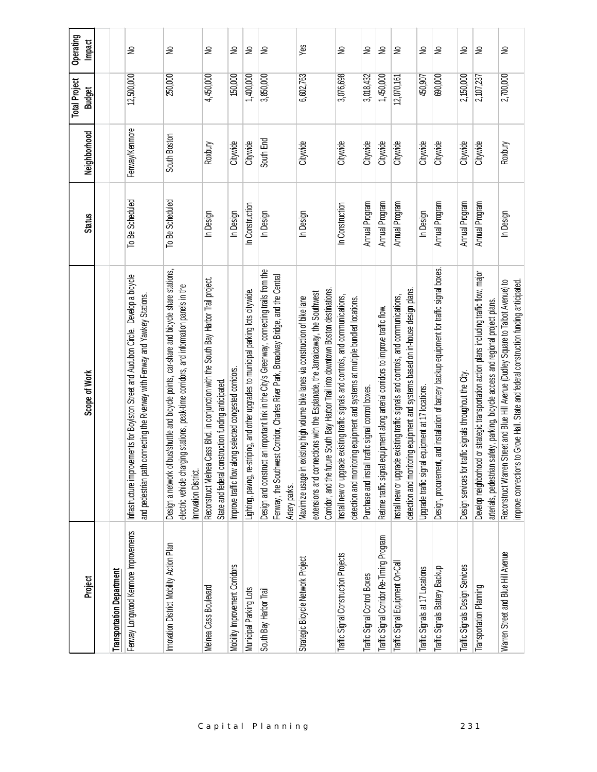| Project | Scope of Work | Status | Neighborhood | Total Project Budget | Operating Impact |
|---|---|---|---|---|---|
| **Transportation Department** | | | | | |
| Fenway Longwood Kenmore Improvements | Infrastructure improvements for Boylston Street and Audubon Circle. Develop a bicycle and pedestrian path connecting the Riverway with Fenway and Yawkey Stations. | To Be Scheduled | Fenway/Kenmore | 12,500,000 | No |
| Innovation District Mobility Action Plan | Design a network of bus/shuttle and bicycle points, car-share and bicycle share stations, electric vehicle charging stations, peak-time corridors, and information panels in the Innovation District. | To Be Scheduled | South Boston | 250,000 | No |
| Melnea Cass Boulevard | Reconstruct Melnea Cass Blvd. in conjunction with the South Bay Harbor Trail project. State and federal construction funding anticipated. | In Design | Roxbury | 4,450,000 | No |
| Mobility Improvement Corridors | Improve traffic flow along selected congested corridors. | In Design | Citywide | 150,000 | No |
| Municipal Parking Lots | Lighting, paving, re-striping, and other upgrades to municipal parking lots citywide. | In Construction | Citywide | 1,400,000 | No |
| South Bay Harbor Trail | Design and construct an important link in the City's Greenway, connecting trails from the Fenway, the Southwest Corridor, Charles River Park, Broadway Bridge, and the Central Artery parks. | In Design | South End | 3,850,000 | No |
| Strategic Bicycle Network Project | Maximize usage in existing high volume bike lanes via construction of bike lane extensions and connections with the Esplanade, the Jamaicaway, the Southwest Corridor, and the future South Bay Harbor Trail into downtown Boston destinations. | In Design | Citywide | 6,602,763 | Yes |
| Traffic Signal Construction Projects | Install new or upgrade existing traffic signals and controls, and communications, detection and monitoring equipment and systems at multiple bundled locations. | In Construction | Citywide | 3,076,698 | No |
| Traffic Signal Control Boxes | Purchase and install traffic signal control boxes. | Annual Program | Citywide | 3,018,432 | No |
| Traffic Signal Corridor Re-Timing Program | Retime traffic signal equipment along arterial corridors to improve traffic flow. | Annual Program | Citywide | 1,450,000 | No |
| Traffic Signal Equipment On-Call | Install new or upgrade existing traffic signals and controls, and communications, detection and monitoring equipment and systems based on in-house design plans. | Annual Program | Citywide | 12,070,161 | No |
| Traffic Signals at 17 Locations | Upgrade traffic signal equipment at 17 locations. | In Design | Citywide | 450,907 | No |
| Traffic Signals Battery Backup | Design, procurement, and installation of battery backup equipment for traffic signal boxes. | Annual Program | Citywide | 690,000 | No |
| Traffic Signals Design Services | Design services for traffic signals throughout the City. | Annual Program | Citywide | 2,150,000 | No |
| Transportation Planning | Develop neighborhood or strategic transportation action plans including traffic flow, major arterials, pedestrian safety, parking, bicycle access and regional project plans. | Annual Program | Citywide | 2,107,237 | No |
| Warren Street and Blue Hill Avenue | Reconstruct Warren Street and Blue Hill Avenue (Dudley Square to Talbot Avenue) to improve connections to Grove Hall. State and federal construction funding anticipated. | In Design | Roxbury | 2,700,000 | No |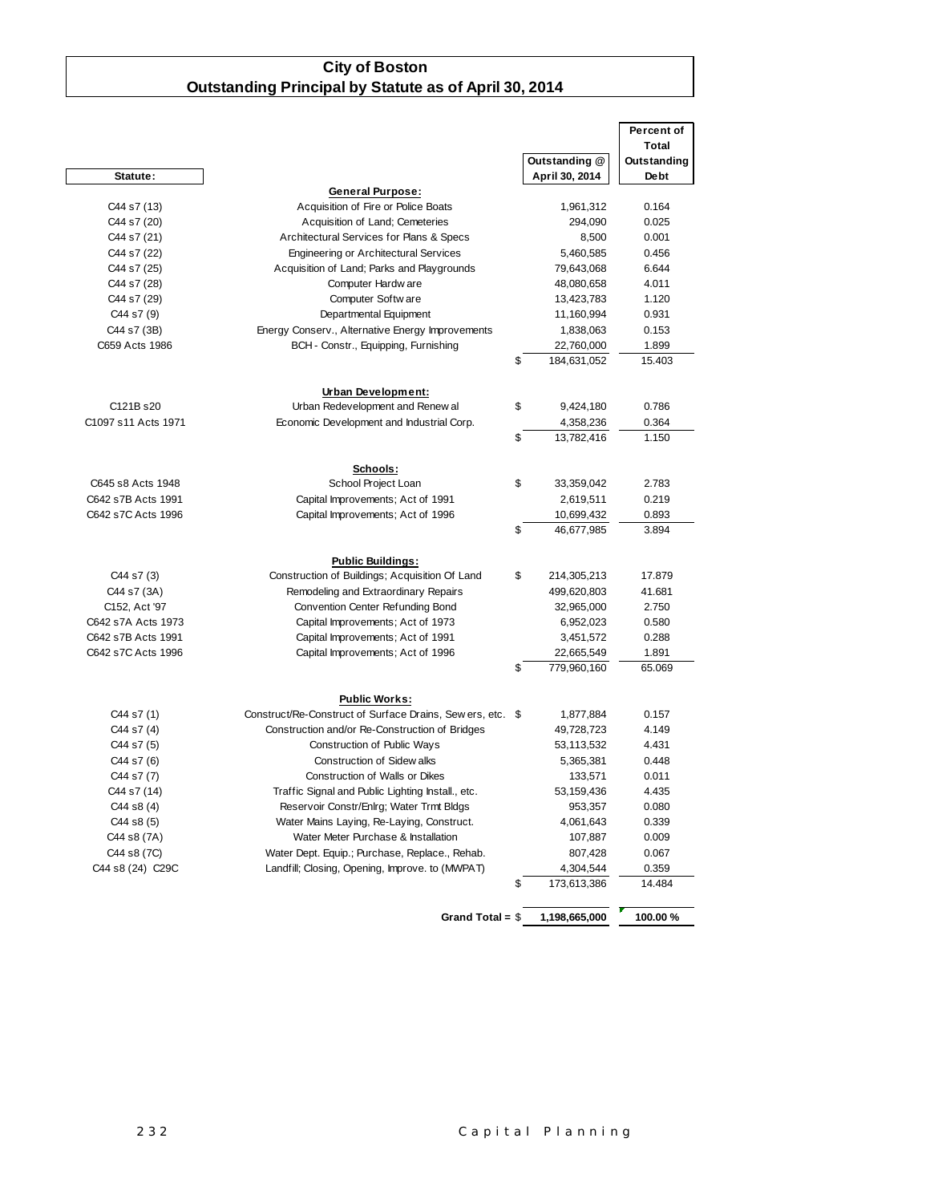# City of Boston
## Outstanding Principal by Statute as of April 30, 2014

| Statute: | | Outstanding @ April 30, 2014 | Percent of Total Outstanding Debt |
|---|---|---|---|
| | **General Purpose:** | | |
| C44 s7 (13) | Acquisition of Fire or Police Boats | 1,961,312 | 0.164 |
| C44 s7 (20) | Acquisition of Land; Cemeteries | 294,090 | 0.025 |
| C44 s7 (21) | Architectural Services for Plans & Specs | 8,500 | 0.001 |
| C44 s7 (22) | Engineering or Architectural Services | 5,460,585 | 0.456 |
| C44 s7 (25) | Acquisition of Land; Parks and Playgrounds | 79,643,068 | 6.644 |
| C44 s7 (28) | Computer Hardware | 48,080,658 | 4.011 |
| C44 s7 (29) | Computer Software | 13,423,783 | 1.120 |
| C44 s7 (9) | Departmental Equipment | 11,160,994 | 0.931 |
| C44 s7 (3B) | Energy Conserv., Alternative Energy Improvements | 1,838,063 | 0.153 |
| C659 Acts 1986 | BCH - Constr., Equipping, Furnishing | 22,760,000 | 1.899 |
| | | $ 184,631,052 | 15.403 |
| | **Urban Development:** | | |
| C121B s20 | Urban Redevelopment and Renewal | $ 9,424,180 | 0.786 |
| C1097 s11 Acts 1971 | Economic Development and Industrial Corp. | 4,358,236 | 0.364 |
| | | $ 13,782,416 | 1.150 |
| | **Schools:** | | |
| C645 s8 Acts 1948 | School Project Loan | $ 33,359,042 | 2.783 |
| C642 s7B Acts 1991 | Capital Improvements; Act of 1991 | 2,619,511 | 0.219 |
| C642 s7C Acts 1996 | Capital Improvements; Act of 1996 | 10,699,432 | 0.893 |
| | | $ 46,677,985 | 3.894 |
| | **Public Buildings:** | | |
| C44 s7 (3) | Construction of Buildings; Acquisition Of Land | $ 214,305,213 | 17.879 |
| C44 s7 (3A) | Remodeling and Extraordinary Repairs | 499,620,803 | 41.681 |
| C152, Act '97 | Convention Center Refunding Bond | 32,965,000 | 2.750 |
| C642 s7A Acts 1973 | Capital Improvements; Act of 1973 | 6,952,023 | 0.580 |
| C642 s7B Acts 1991 | Capital Improvements; Act of 1991 | 3,451,572 | 0.288 |
| C642 s7C Acts 1996 | Capital Improvements; Act of 1996 | 22,665,549 | 1.891 |
| | | $ 779,960,160 | 65.069 |
| | **Public Works:** | | |
| C44 s7 (1) | Construct/Re-Construct of Surface Drains, Sewers, etc. | $ 1,877,884 | 0.157 |
| C44 s7 (4) | Construction and/or Re-Construction of Bridges | 49,728,723 | 4.149 |
| C44 s7 (5) | Construction of Public Ways | 53,113,532 | 4.431 |
| C44 s7 (6) | Construction of Sidewalks | 5,365,381 | 0.448 |
| C44 s7 (7) | Construction of Walls or Dikes | 133,571 | 0.011 |
| C44 s7 (14) | Traffic Signal and Public Lighting Install., etc. | 53,159,436 | 4.435 |
| C44 s8 (4) | Reservoir Constr/Enlrg; Water Trmt Bldgs | 953,357 | 0.080 |
| C44 s8 (5) | Water Mains Laying, Re-Laying, Construct. | 4,061,643 | 0.339 |
| C44 s8 (7A) | Water Meter Purchase & Installation | 107,887 | 0.009 |
| C44 s8 (7C) | Water Dept. Equip.; Purchase, Replace., Rehab. | 807,428 | 0.067 |
| C44 s8 (24) C29C | Landfill; Closing, Opening, Improve. to (MWPAT) | 4,304,544 | 0.359 |
| | | $ 173,613,386 | 14.484 |
| | **Grand Total =** | **$ 1,198,665,000** | **100.00 %** |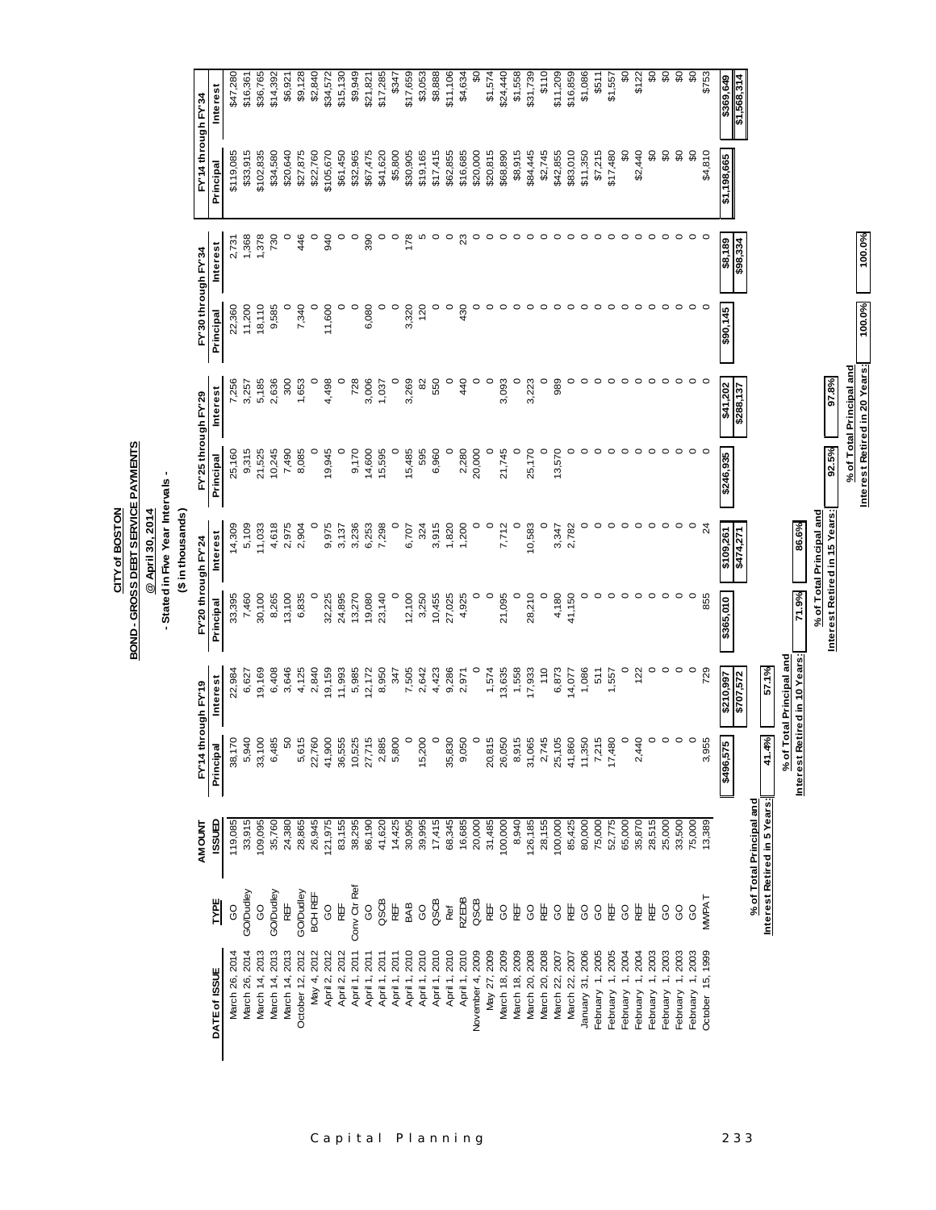# CITY of BOSTON

## BOND - GROSS DEBT SERVICE PAYMENTS

**@ April 30, 2014**

**- Stated in Five Year Intervals -**

**($ in thousands)**

| DATE of ISSUE | TYPE | AMOUNT ISSUED | FY'14 through FY'19 | | FY'20 through FY'24 | | FY'25 through FY'29 | | FY'30 through FY'34 | | FY'14 through FY'34 | |
|---|---|---|---|---|---|---|---|---|---|---|---|---|
| | | | Principal | Interest | Principal | Interest | Principal | Interest | Principal | Interest | Principal | Interest |
| March 26, 2014 | GO | 119,085 | 38,170 | 22,984 | 33,395 | 14,309 | 25,160 | 7,256 | 22,360 | 2,731 | $119,085 | $47,280 |
| March 26, 2014 | GO/Dudley | 33,915 | 5,940 | 6,627 | 7,460 | 5,109 | 9,315 | 3,257 | 11,200 | 1,368 | $33,915 | $16,361 |
| March 14, 2013 | GO | 109,095 | 33,100 | 19,169 | 30,100 | 11,033 | 21,525 | 5,185 | 18,110 | 1,378 | $102,835 | $36,765 |
| March 14, 2013 | GO/Dudley | 35,760 | 6,485 | 6,408 | 8,265 | 4,618 | 10,245 | 2,636 | 9,585 | 730 | $34,580 | $14,392 |
| March 14, 2013 | REF | 24,380 | 50 | 3,646 | 13,100 | 2,975 | 7,490 | 300 | 0 | 0 | $20,640 | $6,921 |
| October 12, 2012 | GO/Dudley | 28,865 | 5,615 | 4,125 | 6,835 | 2,904 | 8,085 | 1,653 | 7,340 | 446 | $27,875 | $9,128 |
| May 4, 2012 | BCH REF | 26,945 | 22,760 | 2,840 | 0 | 0 | 0 | 0 | 0 | 0 | $22,760 | $2,840 |
| April 2, 2012 | GO | 121,975 | 41,900 | 19,159 | 32,225 | 9,975 | 19,945 | 4,498 | 11,600 | 940 | $105,670 | $34,572 |
| April 2, 2012 | REF | 83,155 | 36,555 | 11,993 | 24,895 | 3,137 | 0 | 0 | 0 | 0 | $61,450 | $15,130 |
| April 1, 2011 | Conv Ctr Ref | 38,295 | 10,525 | 5,985 | 13,270 | 3,236 | 9,170 | 728 | 0 | 0 | $32,965 | $9,949 |
| April 1, 2011 | GO | 86,190 | 27,715 | 12,172 | 19,080 | 6,253 | 14,600 | 3,006 | 6,080 | 390 | $67,475 | $21,821 |
| April 1, 2011 | QSCB | 41,620 | 2,885 | 8,950 | 23,140 | 7,298 | 15,595 | 1,037 | 0 | 0 | $41,620 | $17,285 |
| April 1, 2011 | REF | 14,425 | 5,800 | 347 | 0 | 0 | 0 | 0 | 0 | 0 | $5,800 | $347 |
| April 1, 2010 | BAB | 30,905 | 0 | 7,505 | 12,100 | 6,707 | 15,485 | 3,269 | 3,320 | 178 | $30,905 | $17,659 |
| April 1, 2010 | GO | 39,995 | 15,200 | 2,642 | 3,250 | 324 | 595 | 82 | 120 | 5 | $19,165 | $3,053 |
| April 1, 2010 | QSCB | 17,415 | 0 | 4,423 | 10,455 | 3,915 | 6,960 | 550 | 0 | 0 | $17,415 | $8,888 |
| April 1, 2010 | Ref | 68,345 | 35,830 | 9,286 | 27,025 | 1,820 | 0 | 0 | 0 | 0 | $62,855 | $11,106 |
| April 1, 2010 | RZEDB | 16,685 | 9,050 | 2,971 | 4,925 | 1,200 | 2,280 | 440 | 430 | 23 | $16,685 | $4,634 |
| November 4, 2009 | QSCB | 20,000 | 0 | 0 | 0 | 0 | 20,000 | 0 | 0 | 0 | $20,000 | $0 |
| May 27, 2009 | REF | 31,485 | 20,815 | 1,574 | 0 | 0 | 0 | 0 | 0 | 0 | $20,815 | $1,574 |
| March 18, 2009 | GO | 100,000 | 26,050 | 13,635 | 21,095 | 7,712 | 21,745 | 3,093 | 0 | 0 | $68,890 | $24,440 |
| March 18, 2009 | REF | 8,940 | 8,915 | 1,558 | 0 | 0 | 0 | 0 | 0 | 0 | $8,915 | $1,558 |
| March 20, 2008 | GO | 126,185 | 31,065 | 17,933 | 28,210 | 10,583 | 25,170 | 3,223 | 0 | 0 | $84,445 | $31,739 |
| March 20, 2008 | REF | 28,155 | 2,745 | 110 | 0 | 0 | 0 | 0 | 0 | 0 | $2,745 | $110 |
| March 22, 2007 | GO | 100,000 | 25,105 | 6,873 | 4,180 | 3,347 | 13,570 | 989 | 0 | 0 | $42,855 | $11,209 |
| March 22, 2007 | REF | 85,425 | 41,860 | 14,077 | 41,150 | 2,782 | 0 | 0 | 0 | 0 | $83,010 | $16,859 |
| January 31, 2006 | GO | 80,000 | 11,350 | 1,086 | 0 | 0 | 0 | 0 | 0 | 0 | $11,350 | $1,086 |
| February 1, 2005 | GO | 75,000 | 7,215 | 511 | 0 | 0 | 0 | 0 | 0 | 0 | $7,215 | $511 |
| February 1, 2005 | REF | 52,775 | 17,480 | 1,557 | 0 | 0 | 0 | 0 | 0 | 0 | $17,480 | $1,557 |
| February 1, 2004 | GO | 65,000 | 0 | 0 | 0 | 0 | 0 | 0 | 0 | 0 | $0 | $0 |
| February 1, 2004 | REF | 35,870 | 2,440 | 122 | 0 | 0 | 0 | 0 | 0 | 0 | $2,440 | $122 |
| February 1, 2003 | REF | 28,515 | 0 | 0 | 0 | 0 | 0 | 0 | 0 | 0 | $0 | $0 |
| February 1, 2003 | GO | 25,000 | 0 | 0 | 0 | 0 | 0 | 0 | 0 | 0 | $0 | $0 |
| February 1, 2003 | GO | 33,500 | 0 | 0 | 0 | 0 | 0 | 0 | 0 | 0 | $0 | $0 |
| February 1, 2003 | GO | 75,000 | 0 | 0 | 0 | 0 | 0 | 0 | 0 | 0 | $0 | $0 |
| October 15, 1999 | MWPAT | 13,389 | 3,955 | 729 | 855 | 24 | 0 | 0 | 0 | 0 | $4,810 | $753 |
| | | | $496,575 | $210,997 | $365,010 | $109,261 | $246,935 | $41,202 | $90,145 | $8,189 | $1,198,665 | $369,649 |
| | | | | $707,572 | | $474,271 | | $288,137 | | $98,334 | | $1,568,314 |

| % of Total Principal and Interest Retired in 5 Years: | 41.4% | 57.1% |
|---|---|---|

| % of Total Principal and Interest Retired in 10 Years: | 71.9% | 86.6% |
|---|---|---|

| % of Total Principal and Interest Retired in 15 Years: | 92.5% | 97.8% |
|---|---|---|

| % of Total Principal and Interest Retired in 20 Years: | 100.0% | 100.0% |
|---|---|---|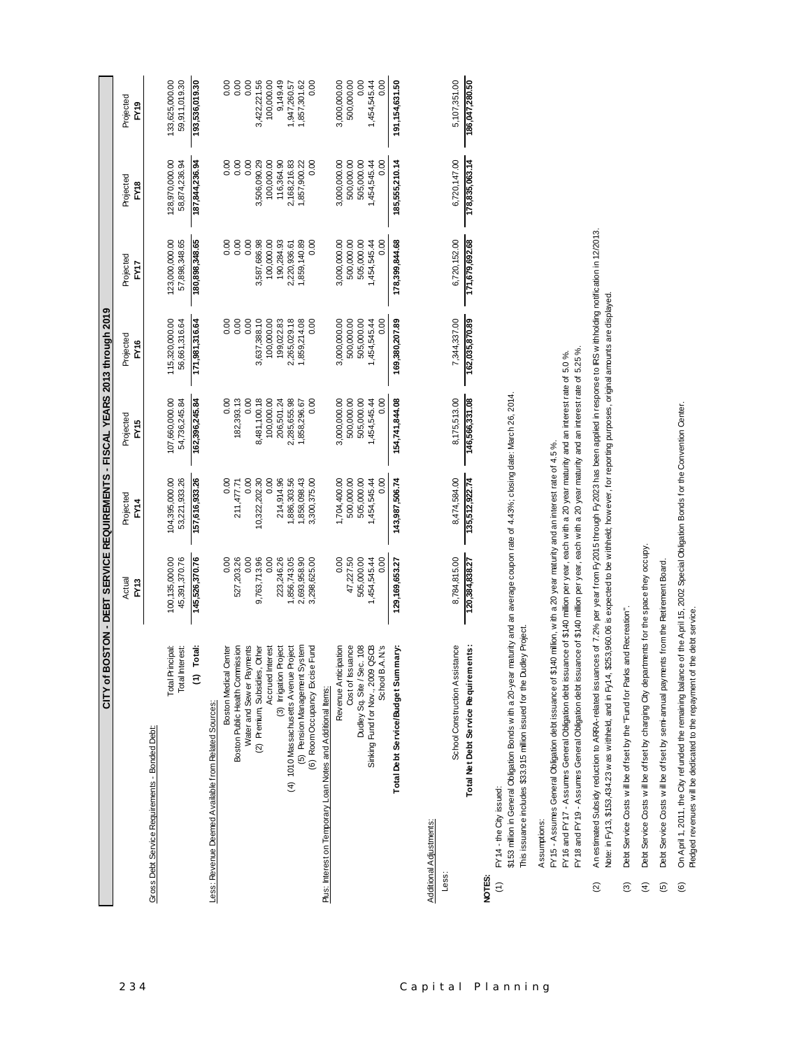# CITY of BOSTON - DEBT SERVICE REQUIREMENTS - FISCAL YEARS 2013 through 2019

| | Actual FY13 | Projected FY14 | Projected FY15 | Projected FY16 | Projected FY17 | Projected FY18 | Projected FY19 |
|---|---|---|---|---|---|---|---|
| **Gross Debt Service Requirements - Bonded Debt:** | | | | | | | |
| Total Principal: | 100,135,000.00 | 104,395,000.00 | 107,660,000.00 | 115,320,000.00 | 123,000,000.00 | 128,970,000.00 | 133,625,000.00 |
| Total Interest: | 45,391,370.76 | 53,221,933.26 | 54,736,245.84 | 56,661,316.64 | 57,898,348.65 | 58,874,236.94 | 59,911,019.30 |
| (1) Total: | 145,526,370.76 | 157,616,933.26 | 162,396,245.84 | 171,981,316.64 | 180,898,348.65 | 187,844,236.94 | 193,536,019.30 |
| **Less: Revenue Deemed Available from Related Sources:** | | | | | | | |
| Boston Medical Center | 0.00 | 0.00 | 0.00 | 0.00 | 0.00 | 0.00 | 0.00 |
| Boston Public Health Commission | 527,203.26 | 211,477.71 | 182,393.13 | 0.00 | 0.00 | 0.00 | 0.00 |
| Water and Sewer Payments | 0.00 | 0.00 | 0.00 | 0.00 | 0.00 | 0.00 | 0.00 |
| (2) Premium, Subsidies, Other | 9,763,713.96 | 10,322,202.30 | 8,481,100.18 | 3,637,388.10 | 3,587,686.98 | 3,506,090.29 | 3,422,221.56 |
| Accrued Interest | 0.00 | 0.00 | 100,000.00 | 100,000.00 | 100,000.00 | 100,000.00 | 100,000.00 |
| (3) Irrigation Project | 223,246.26 | 214,914.96 | 206,501.24 | 199,022.83 | 190,284.93 | 116,364.90 | 9,149.49 |
| (4) 1010 Massachusetts Avenue Project | 1,856,743.05 | 1,886,303.56 | 2,285,655.98 | 2,265,029.18 | 2,220,936.61 | 2,168,216.83 | 1,947,260.57 |
| (5) Pension Management System | 2,693,958.90 | 1,858,098.43 | 1,858,296.67 | 1,859,214.08 | 1,859,140.89 | 1,857,900.22 | 1,857,301.62 |
| (6) Room Occupancy Excise Fund | 3,298,625.00 | 3,300,375.00 | 0.00 | 0.00 | 0.00 | 0.00 | 0.00 |
| **Plus: Interest on Temporary Loan Notes and Additional Items:** | | | | | | | |
| Revenue Anticipation | 0.00 | 1,704,400.00 | 3,000,000.00 | 3,000,000.00 | 3,000,000.00 | 3,000,000.00 | 3,000,000.00 |
| Cost of Issuance | 47,227.50 | 500,000.00 | 500,000.00 | 500,000.00 | 500,000.00 | 500,000.00 | 500,000.00 |
| Dudley Sq. Site / Sec. 108 | 505,000.00 | 505,000.00 | 505,000.00 | 505,000.00 | 505,000.00 | 505,000.00 | 0.00 |
| Sinking Fund for Nov., 2009 QSCB | 1,454,545.44 | 1,454,545.44 | 1,454,545.44 | 1,454,545.44 | 1,454,545.44 | 1,454,545.44 | 1,454,545.44 |
| School B.A.N.'s | 0.00 | 0.00 | 0.00 | 0.00 | 0.00 | 0.00 | 0.00 |
| **Total Debt Service/Budget Summary:** | 129,169,653.27 | 143,987,506.74 | 154,741,844.08 | 169,380,207.89 | 178,399,844.68 | 185,555,210.14 | 191,154,631.50 |
| **Additional Adjustments:** | | | | | | | |
| Less: School Construction Assistance | 8,784,815.00 | 8,474,584.00 | 8,175,513.00 | 7,344,337.00 | 6,720,152.00 | 6,720,147.00 | 5,107,351.00 |
| **Total Net Debt Service Requirements:** | 120,384,838.27 | 135,512,922.74 | 146,566,331.08 | 162,035,870.89 | 171,679,692.68 | 178,835,063.14 | 186,047,280.50 |

**NOTES:**

(1) FY14 - the City issued:
$153 million in General Obligation Bonds with a 20-year maturity and an average coupon rate of 4.43%; closing date: March 26, 2014.
This issuance includes $33.915 million issued for the Dudley Project.

Assumptions:
FY15 - Assumes General Obligation debt issuance of $140 million, with a 20 year maturity and an interest rate of 4.5 %.
FY16 and FY17 - Assumes General Obligation debt issuance of $140 million per year, each with a 20 year maturity and an interest rate of 5.0 %.
FY18 and FY19 - Assumes General Obligation debt issuance of $140 million per year, each with a 20 year maturity and an interest rate of 5.25 %.

(2) An estimated Subsidy reduction to ARRA-related issuances of 7.2% per year from Fy2015 through Fy2023 has been applied in response to IRS withholding notification in 12/2013.
Note: in Fy13, $153,434.23 was withheld, and in Fy14, $253,960.06 is expected to be withheld; however, for reporting purposes, original amounts are displayed.

(3) Debt Service Costs will be offset by the "Fund for Parks and Recreation".

(4) Debt Service Costs will be offset by charging City departments for the space they occupy.

(5) Debt Service Costs will be offset by semi-annual payments from the Retirement Board.

(6) On April 1, 2011, the City refunded the remaining balance of the April 15, 2002 Special Obligation Bonds for the Convention Center.
Pledged revenues will be dedicated to the repayment of the debt service.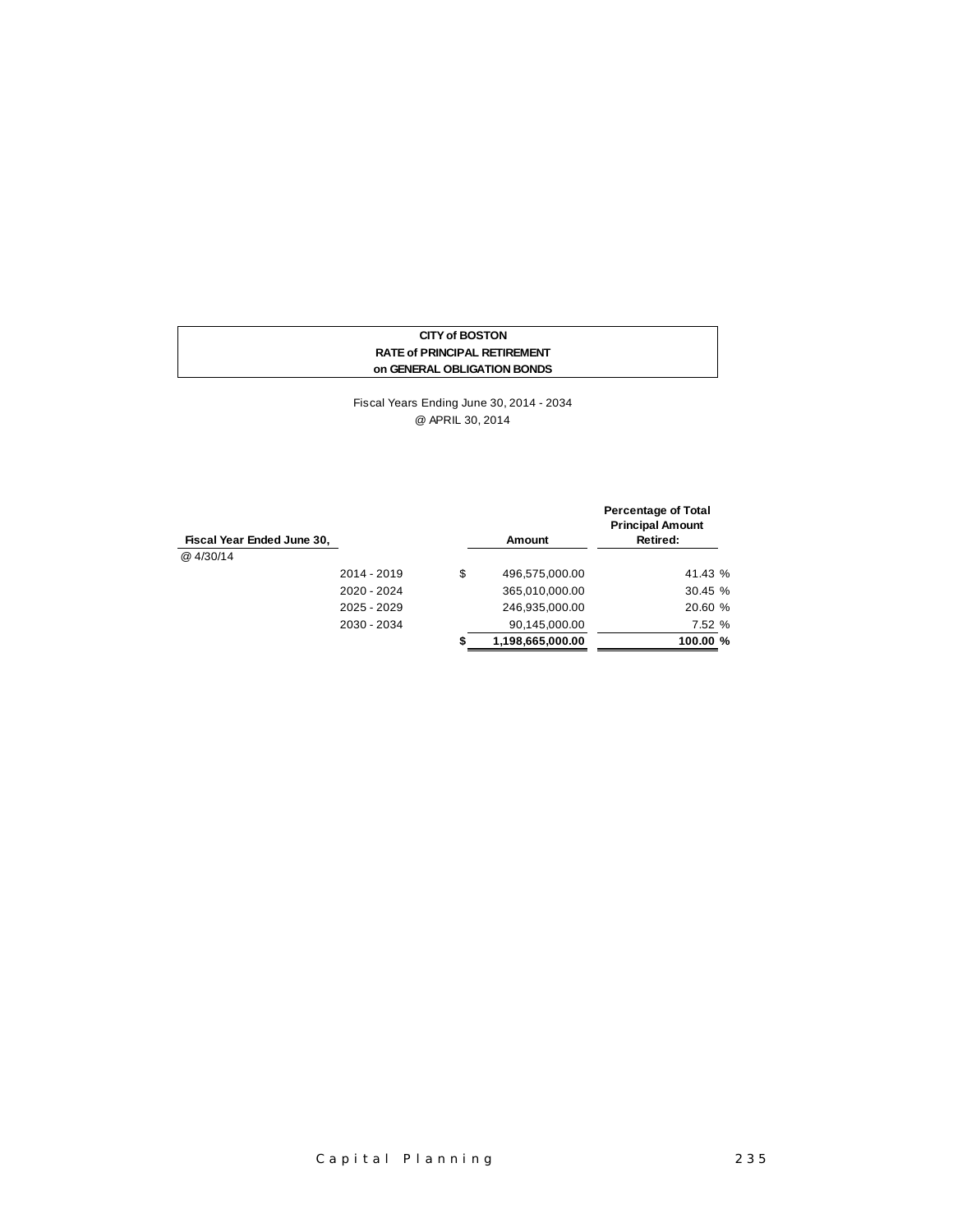**CITY of BOSTON**
**RATE of PRINCIPAL RETIREMENT**
**on GENERAL OBLIGATION BONDS**

Fiscal Years Ending June 30, 2014 - 2034
@ APRIL 30, 2014

| **Fiscal Year Ended June 30,** | | | **Amount** | **Percentage of Total Principal Amount Retired:** |
|---|---|---|---|---|
| @ 4/30/14 | | | | |
| | 2014 - 2019 | $ | 496,575,000.00 | 41.43 % |
| | 2020 - 2024 | | 365,010,000.00 | 30.45 % |
| | 2025 - 2029 | | 246,935,000.00 | 20.60 % |
| | 2030 - 2034 | | 90,145,000.00 | 7.52 % |
| | | **$** | **1,198,665,000.00** | **100.00 %** |